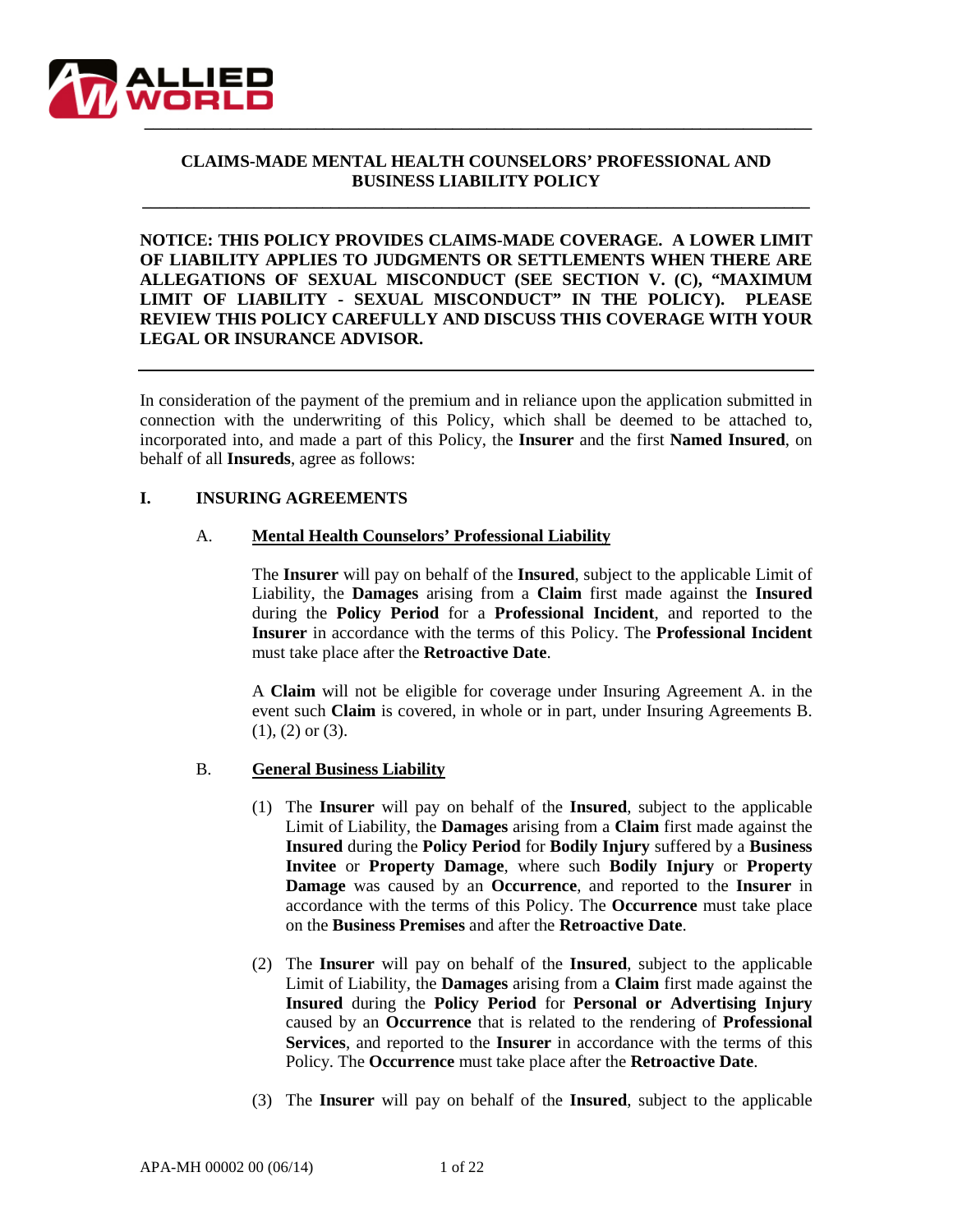# CLAIMS-MADE MENTAL HEALTH COUNSELORS' PROFESSIONAL AND BUSINESS LIABILITY POLICY

**NOTICE: THIS POLICY PROVIDES CLAIMS-MADE COVERAGE. A LOWER LIMIT OF LIABILITY APPLIES TO JUDGMENTS OR SETTLEMENTS WHEN THERE ARE ALLEGATIONS OF SEXUAL MISCONDUCT (SEE SECTION V. (C), "MAXIMUM LIMIT OF LIABILITY - SEXUAL MISCONDUCT" IN THE POLICY). PLEASE REVIEW THIS POLICY CAREFULLY AND DISCUSS THIS COVERAGE WITH YOUR LEGAL OR INSURANCE ADVISOR.**

---

In consideration of the payment of the premium and in reliance upon the application submitted in connection with the underwriting of this Policy, which shall be deemed to be attached to, incorporated into, and made a part of this Policy, the **Insurer** and the first **Named Insured**, on behalf of all **Insureds**, agree as follows:

## I. INSURING AGREEMENTS

### A. Mental Health Counselors' Professional Liability

The **Insurer** will pay on behalf of the **Insured**, subject to the applicable Limit of Liability, the **Damages** arising from a **Claim** first made against the **Insured** during the **Policy Period** for a **Professional Incident**, and reported to the **Insurer** in accordance with the terms of this Policy. The **Professional Incident** must take place after the **Retroactive Date**.

A **Claim** will not be eligible for coverage under Insuring Agreement A. in the event such **Claim** is covered, in whole or in part, under Insuring Agreements B. (1), (2) or (3).

### B. General Business Liability

(1) The **Insurer** will pay on behalf of the **Insured**, subject to the applicable Limit of Liability, the **Damages** arising from a **Claim** first made against the **Insured** during the **Policy Period** for **Bodily Injury** suffered by a **Business Invitee** or **Property Damage**, where such **Bodily Injury** or **Property Damage** was caused by an **Occurrence**, and reported to the **Insurer** in accordance with the terms of this Policy. The **Occurrence** must take place on the **Business Premises** and after the **Retroactive Date**.

(2) The **Insurer** will pay on behalf of the **Insured**, subject to the applicable Limit of Liability, the **Damages** arising from a **Claim** first made against the **Insured** during the **Policy Period** for **Personal or Advertising Injury** caused by an **Occurrence** that is related to the rendering of **Professional Services**, and reported to the **Insurer** in accordance with the terms of this Policy. The **Occurrence** must take place after the **Retroactive Date**.

(3) The **Insurer** will pay on behalf of the **Insured**, subject to the applicable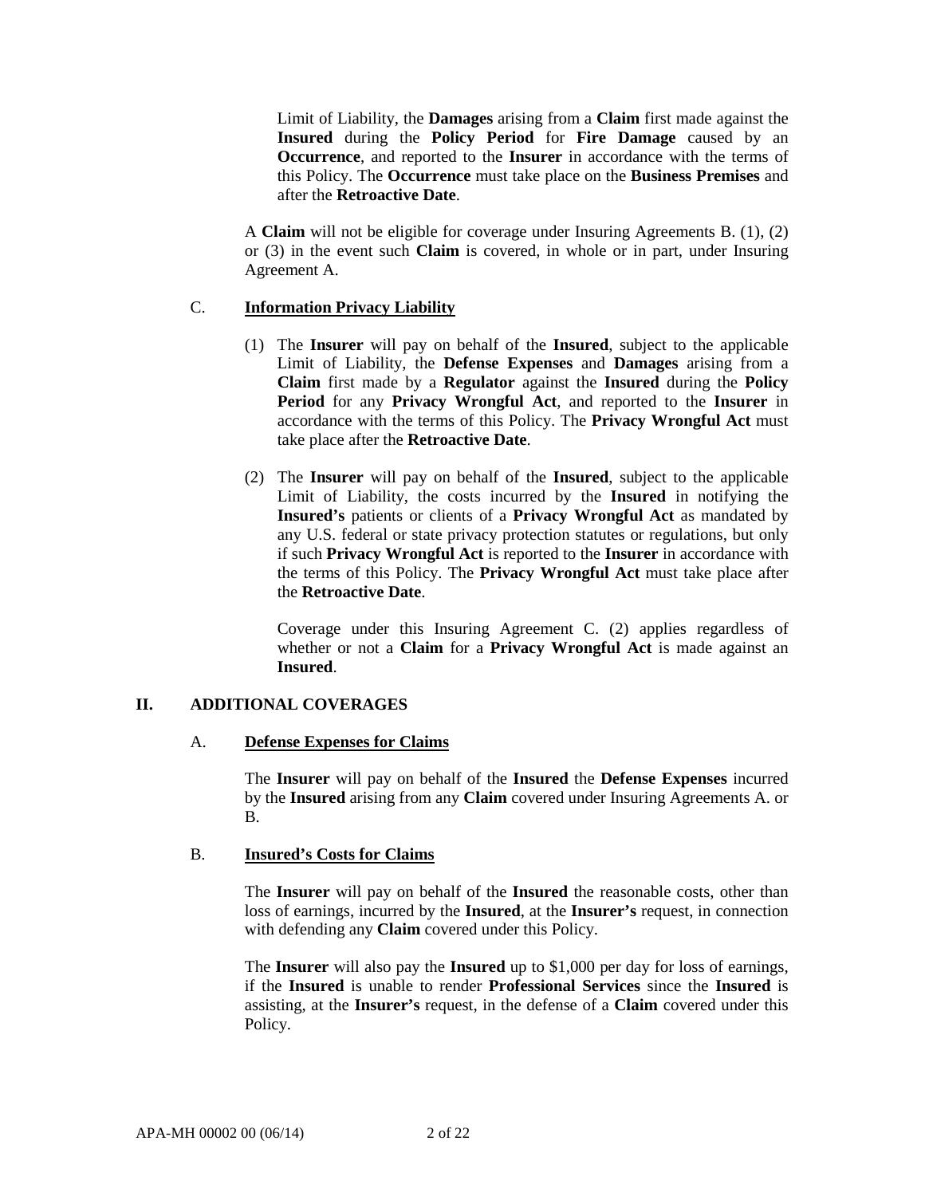Limit of Liability, the **Damages** arising from a **Claim** first made against the **Insured** during the **Policy Period** for **Fire Damage** caused by an **Occurrence**, and reported to the **Insurer** in accordance with the terms of this Policy. The **Occurrence** must take place on the **Business Premises** and after the **Retroactive Date**.

A **Claim** will not be eligible for coverage under Insuring Agreements B. (1), (2) or (3) in the event such **Claim** is covered, in whole or in part, under Insuring Agreement A.

C. **Information Privacy Liability**

(1) The **Insurer** will pay on behalf of the **Insured**, subject to the applicable Limit of Liability, the **Defense Expenses** and **Damages** arising from a **Claim** first made by a **Regulator** against the **Insured** during the **Policy Period** for any **Privacy Wrongful Act**, and reported to the **Insurer** in accordance with the terms of this Policy. The **Privacy Wrongful Act** must take place after the **Retroactive Date**.

(2) The **Insurer** will pay on behalf of the **Insured**, subject to the applicable Limit of Liability, the costs incurred by the **Insured** in notifying the **Insured's** patients or clients of a **Privacy Wrongful Act** as mandated by any U.S. federal or state privacy protection statutes or regulations, but only if such **Privacy Wrongful Act** is reported to the **Insurer** in accordance with the terms of this Policy. The **Privacy Wrongful Act** must take place after the **Retroactive Date**.

Coverage under this Insuring Agreement C. (2) applies regardless of whether or not a **Claim** for a **Privacy Wrongful Act** is made against an **Insured**.

## II. ADDITIONAL COVERAGES

A. **Defense Expenses for Claims**

The **Insurer** will pay on behalf of the **Insured** the **Defense Expenses** incurred by the **Insured** arising from any **Claim** covered under Insuring Agreements A. or B.

B. **Insured's Costs for Claims**

The **Insurer** will pay on behalf of the **Insured** the reasonable costs, other than loss of earnings, incurred by the **Insured**, at the **Insurer's** request, in connection with defending any **Claim** covered under this Policy.

The **Insurer** will also pay the **Insured** up to $1,000 per day for loss of earnings, if the **Insured** is unable to render **Professional Services** since the **Insured** is assisting, at the **Insurer's** request, in the defense of a **Claim** covered under this Policy.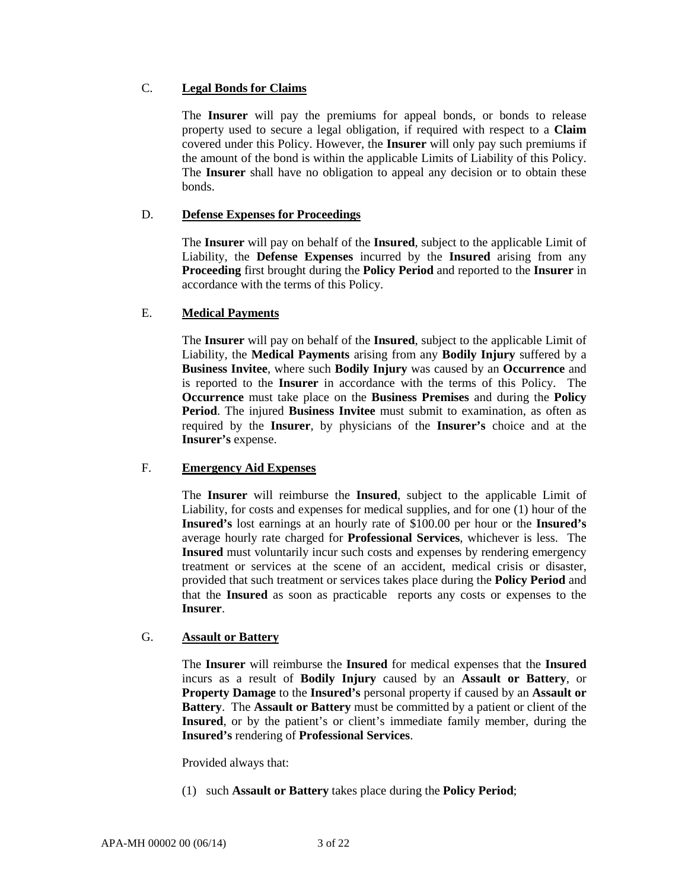C. **Legal Bonds for Claims**

The **Insurer** will pay the premiums for appeal bonds, or bonds to release property used to secure a legal obligation, if required with respect to a **Claim** covered under this Policy. However, the **Insurer** will only pay such premiums if the amount of the bond is within the applicable Limits of Liability of this Policy. The **Insurer** shall have no obligation to appeal any decision or to obtain these bonds.

D. **Defense Expenses for Proceedings**

The **Insurer** will pay on behalf of the **Insured**, subject to the applicable Limit of Liability, the **Defense Expenses** incurred by the **Insured** arising from any **Proceeding** first brought during the **Policy Period** and reported to the **Insurer** in accordance with the terms of this Policy.

E. **Medical Payments**

The **Insurer** will pay on behalf of the **Insured**, subject to the applicable Limit of Liability, the **Medical Payments** arising from any **Bodily Injury** suffered by a **Business Invitee**, where such **Bodily Injury** was caused by an **Occurrence** and is reported to the **Insurer** in accordance with the terms of this Policy. The **Occurrence** must take place on the **Business Premises** and during the **Policy Period**. The injured **Business Invitee** must submit to examination, as often as required by the **Insurer**, by physicians of the **Insurer's** choice and at the **Insurer's** expense.

F. **Emergency Aid Expenses**

The **Insurer** will reimburse the **Insured**, subject to the applicable Limit of Liability, for costs and expenses for medical supplies, and for one (1) hour of the **Insured's** lost earnings at an hourly rate of $100.00 per hour or the **Insured's** average hourly rate charged for **Professional Services**, whichever is less. The **Insured** must voluntarily incur such costs and expenses by rendering emergency treatment or services at the scene of an accident, medical crisis or disaster, provided that such treatment or services takes place during the **Policy Period** and that the **Insured** as soon as practicable reports any costs or expenses to the **Insurer**.

G. **Assault or Battery**

The **Insurer** will reimburse the **Insured** for medical expenses that the **Insured** incurs as a result of **Bodily Injury** caused by an **Assault or Battery**, or **Property Damage** to the **Insured's** personal property if caused by an **Assault or Battery**. The **Assault or Battery** must be committed by a patient or client of the **Insured**, or by the patient's or client's immediate family member, during the **Insured's** rendering of **Professional Services**.

Provided always that:

(1) such **Assault or Battery** takes place during the **Policy Period**;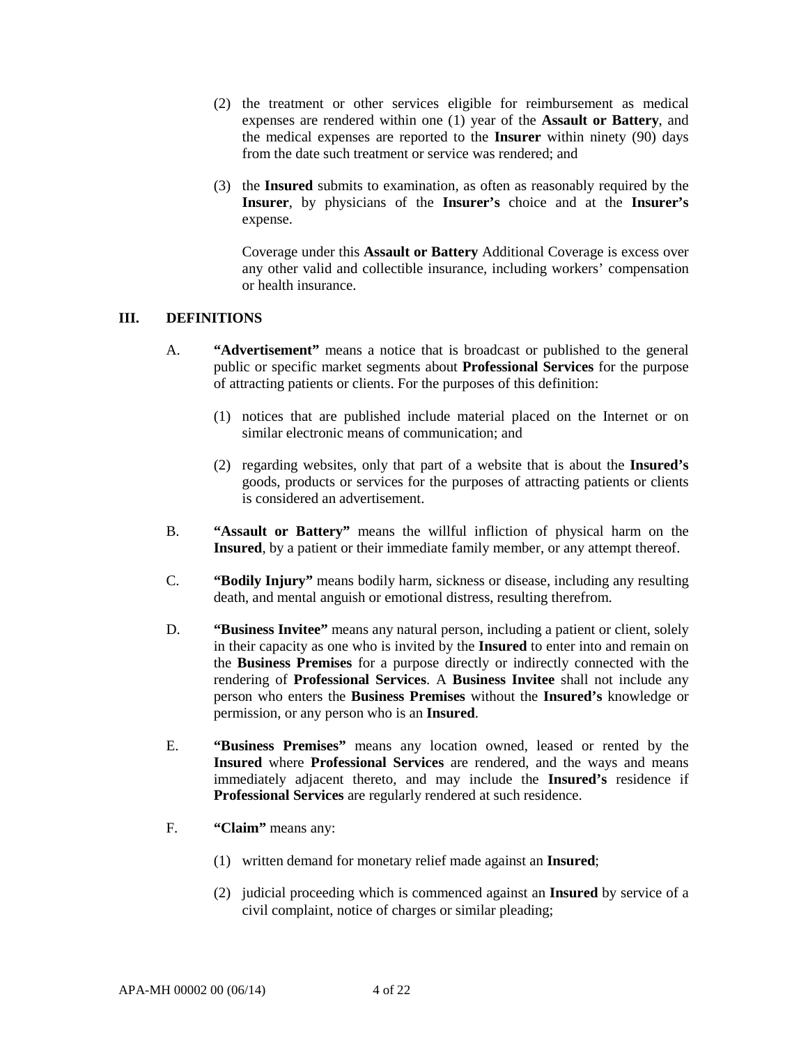(2) the treatment or other services eligible for reimbursement as medical expenses are rendered within one (1) year of the **Assault or Battery**, and the medical expenses are reported to the **Insurer** within ninety (90) days from the date such treatment or service was rendered; and

(3) the **Insured** submits to examination, as often as reasonably required by the **Insurer**, by physicians of the **Insurer's** choice and at the **Insurer's** expense.

Coverage under this **Assault or Battery** Additional Coverage is excess over any other valid and collectible insurance, including workers' compensation or health insurance.

## III. DEFINITIONS

A. **"Advertisement"** means a notice that is broadcast or published to the general public or specific market segments about **Professional Services** for the purpose of attracting patients or clients. For the purposes of this definition:

(1) notices that are published include material placed on the Internet or on similar electronic means of communication; and

(2) regarding websites, only that part of a website that is about the **Insured's** goods, products or services for the purposes of attracting patients or clients is considered an advertisement.

B. **"Assault or Battery"** means the willful infliction of physical harm on the **Insured**, by a patient or their immediate family member, or any attempt thereof.

C. **"Bodily Injury"** means bodily harm, sickness or disease, including any resulting death, and mental anguish or emotional distress, resulting therefrom.

D. **"Business Invitee"** means any natural person, including a patient or client, solely in their capacity as one who is invited by the **Insured** to enter into and remain on the **Business Premises** for a purpose directly or indirectly connected with the rendering of **Professional Services**. A **Business Invitee** shall not include any person who enters the **Business Premises** without the **Insured's** knowledge or permission, or any person who is an **Insured**.

E. **"Business Premises"** means any location owned, leased or rented by the **Insured** where **Professional Services** are rendered, and the ways and means immediately adjacent thereto, and may include the **Insured's** residence if **Professional Services** are regularly rendered at such residence.

F. **"Claim"** means any:

(1) written demand for monetary relief made against an **Insured**;

(2) judicial proceeding which is commenced against an **Insured** by service of a civil complaint, notice of charges or similar pleading;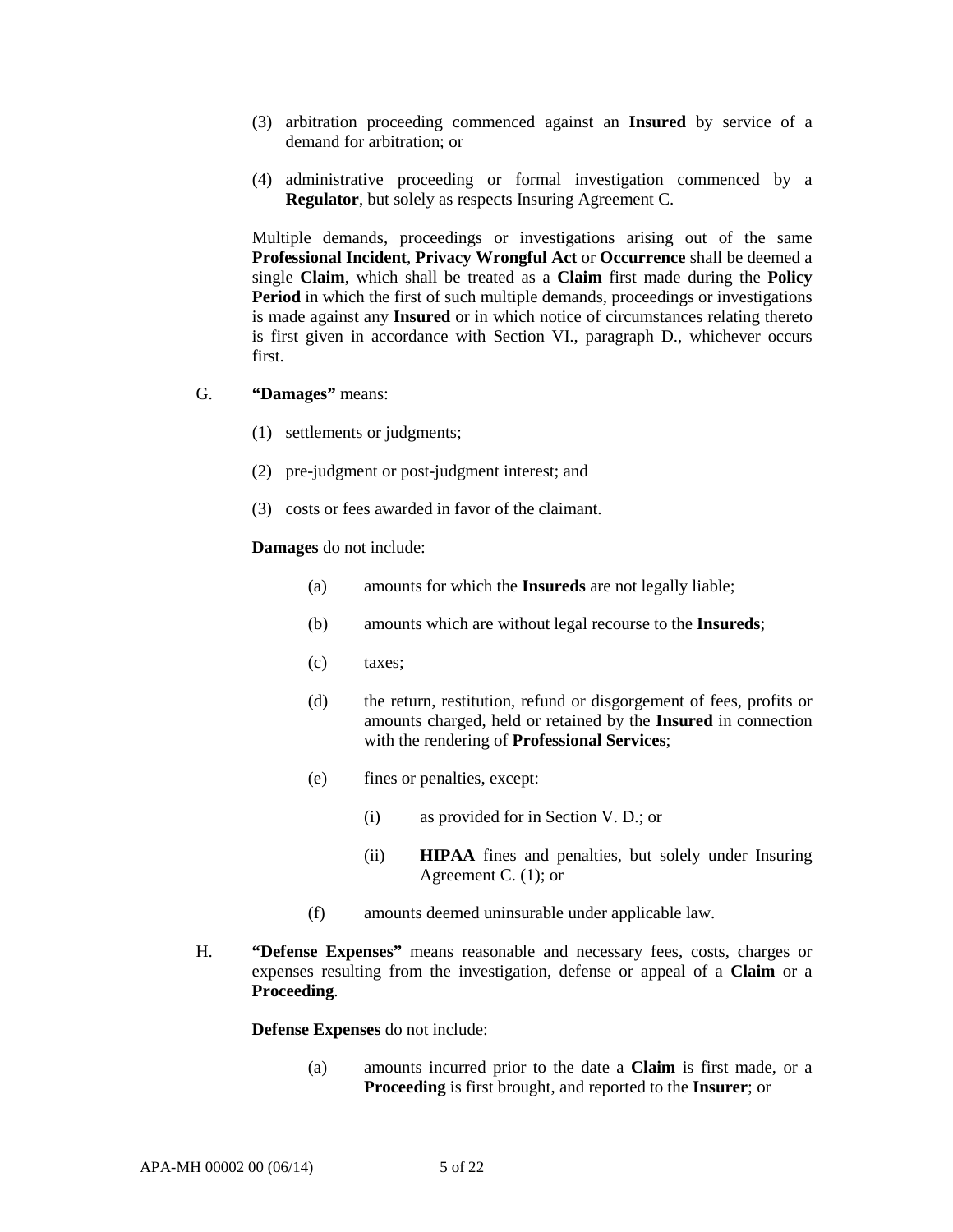(3) arbitration proceeding commenced against an **Insured** by service of a demand for arbitration; or

(4) administrative proceeding or formal investigation commenced by a **Regulator**, but solely as respects Insuring Agreement C.

Multiple demands, proceedings or investigations arising out of the same **Professional Incident**, **Privacy Wrongful Act** or **Occurrence** shall be deemed a single **Claim**, which shall be treated as a **Claim** first made during the **Policy Period** in which the first of such multiple demands, proceedings or investigations is made against any **Insured** or in which notice of circumstances relating thereto is first given in accordance with Section VI., paragraph D., whichever occurs first.

G. **"Damages"** means:

(1) settlements or judgments;

(2) pre-judgment or post-judgment interest; and

(3) costs or fees awarded in favor of the claimant.

**Damages** do not include:

(a) amounts for which the **Insureds** are not legally liable;

(b) amounts which are without legal recourse to the **Insureds**;

(c) taxes;

(d) the return, restitution, refund or disgorgement of fees, profits or amounts charged, held or retained by the **Insured** in connection with the rendering of **Professional Services**;

(e) fines or penalties, except:

(i) as provided for in Section V. D.; or

(ii) **HIPAA** fines and penalties, but solely under Insuring Agreement C. (1); or

(f) amounts deemed uninsurable under applicable law.

H. **"Defense Expenses"** means reasonable and necessary fees, costs, charges or expenses resulting from the investigation, defense or appeal of a **Claim** or a **Proceeding**.

**Defense Expenses** do not include:

(a) amounts incurred prior to the date a **Claim** is first made, or a **Proceeding** is first brought, and reported to the **Insurer**; or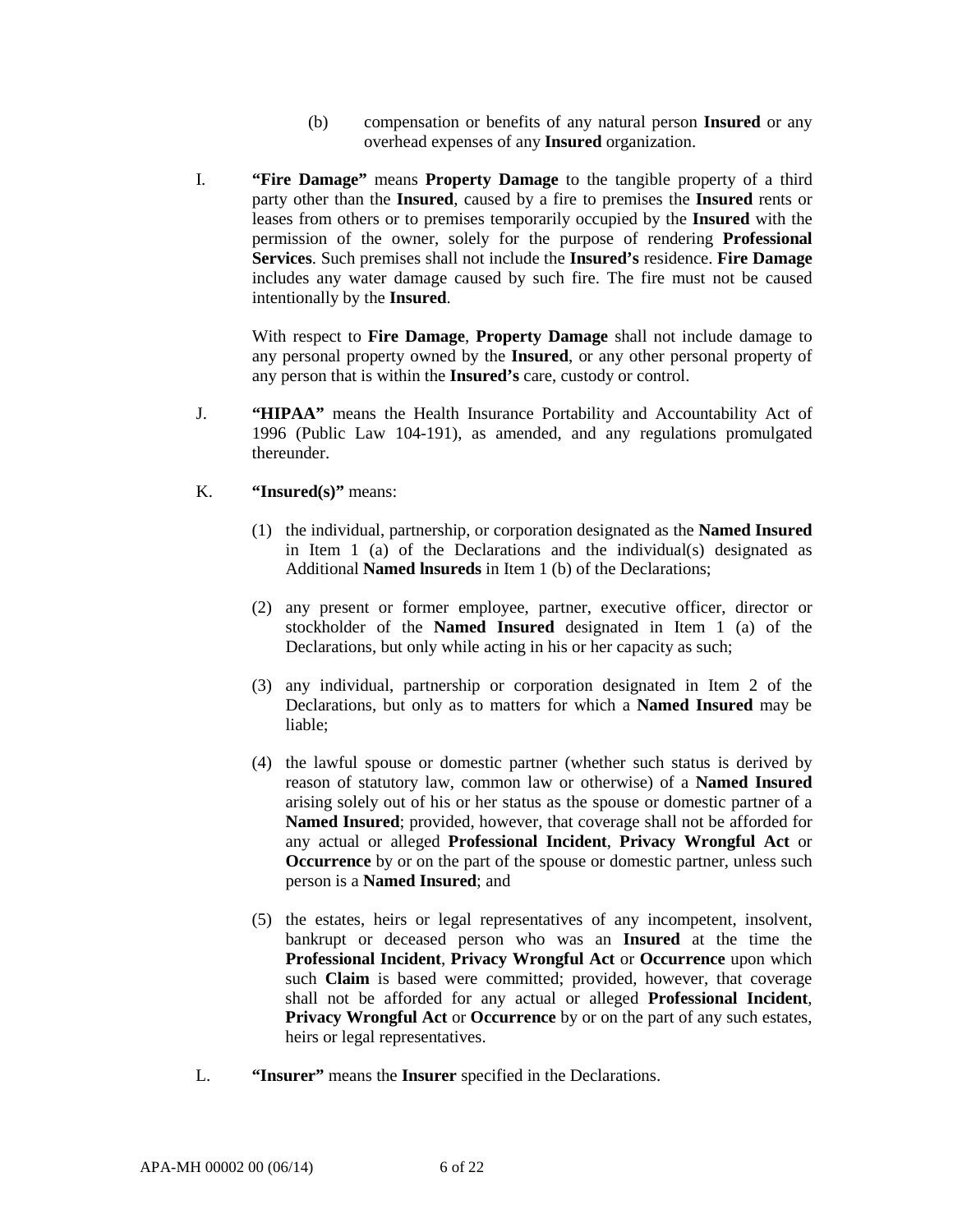(b) compensation or benefits of any natural person **Insured** or any overhead expenses of any **Insured** organization.

I. **"Fire Damage"** means **Property Damage** to the tangible property of a third party other than the **Insured**, caused by a fire to premises the **Insured** rents or leases from others or to premises temporarily occupied by the **Insured** with the permission of the owner, solely for the purpose of rendering **Professional Services**. Such premises shall not include the **Insured's** residence. **Fire Damage** includes any water damage caused by such fire. The fire must not be caused intentionally by the **Insured**.

With respect to **Fire Damage**, **Property Damage** shall not include damage to any personal property owned by the **Insured**, or any other personal property of any person that is within the **Insured's** care, custody or control.

J. **"HIPAA"** means the Health Insurance Portability and Accountability Act of 1996 (Public Law 104-191), as amended, and any regulations promulgated thereunder.

K. **"Insured(s)"** means:

(1) the individual, partnership, or corporation designated as the **Named Insured** in Item 1 (a) of the Declarations and the individual(s) designated as Additional **Named lnsureds** in Item 1 (b) of the Declarations;

(2) any present or former employee, partner, executive officer, director or stockholder of the **Named Insured** designated in Item 1 (a) of the Declarations, but only while acting in his or her capacity as such;

(3) any individual, partnership or corporation designated in Item 2 of the Declarations, but only as to matters for which a **Named Insured** may be liable;

(4) the lawful spouse or domestic partner (whether such status is derived by reason of statutory law, common law or otherwise) of a **Named Insured** arising solely out of his or her status as the spouse or domestic partner of a **Named Insured**; provided, however, that coverage shall not be afforded for any actual or alleged **Professional Incident**, **Privacy Wrongful Act** or **Occurrence** by or on the part of the spouse or domestic partner, unless such person is a **Named Insured**; and

(5) the estates, heirs or legal representatives of any incompetent, insolvent, bankrupt or deceased person who was an **Insured** at the time the **Professional Incident**, **Privacy Wrongful Act** or **Occurrence** upon which such **Claim** is based were committed; provided, however, that coverage shall not be afforded for any actual or alleged **Professional Incident**, **Privacy Wrongful Act** or **Occurrence** by or on the part of any such estates, heirs or legal representatives.

L. **"Insurer"** means the **Insurer** specified in the Declarations.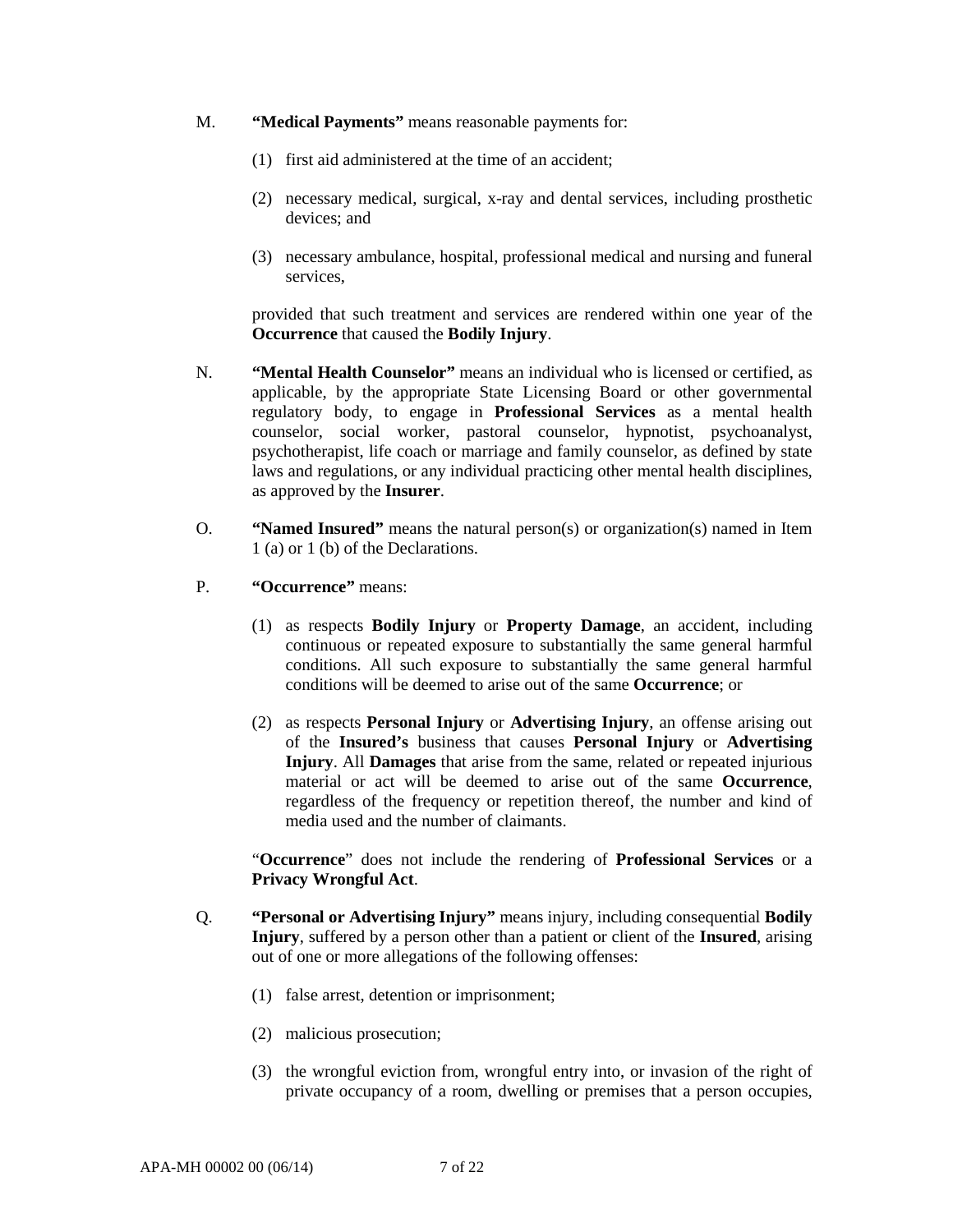M. **"Medical Payments"** means reasonable payments for:

(1) first aid administered at the time of an accident;

(2) necessary medical, surgical, x-ray and dental services, including prosthetic devices; and

(3) necessary ambulance, hospital, professional medical and nursing and funeral services,

provided that such treatment and services are rendered within one year of the **Occurrence** that caused the **Bodily Injury**.

N. **"Mental Health Counselor"** means an individual who is licensed or certified, as applicable, by the appropriate State Licensing Board or other governmental regulatory body, to engage in **Professional Services** as a mental health counselor, social worker, pastoral counselor, hypnotist, psychoanalyst, psychotherapist, life coach or marriage and family counselor, as defined by state laws and regulations, or any individual practicing other mental health disciplines, as approved by the **Insurer**.

O. **"Named Insured"** means the natural person(s) or organization(s) named in Item 1 (a) or 1 (b) of the Declarations.

P. **"Occurrence"** means:

(1) as respects **Bodily Injury** or **Property Damage**, an accident, including continuous or repeated exposure to substantially the same general harmful conditions. All such exposure to substantially the same general harmful conditions will be deemed to arise out of the same **Occurrence**; or

(2) as respects **Personal Injury** or **Advertising Injury**, an offense arising out of the **Insured's** business that causes **Personal Injury** or **Advertising Injury**. All **Damages** that arise from the same, related or repeated injurious material or act will be deemed to arise out of the same **Occurrence**, regardless of the frequency or repetition thereof, the number and kind of media used and the number of claimants.

"**Occurrence**" does not include the rendering of **Professional Services** or a **Privacy Wrongful Act**.

Q. **"Personal or Advertising Injury"** means injury, including consequential **Bodily Injury**, suffered by a person other than a patient or client of the **Insured**, arising out of one or more allegations of the following offenses:

(1) false arrest, detention or imprisonment;

(2) malicious prosecution;

(3) the wrongful eviction from, wrongful entry into, or invasion of the right of private occupancy of a room, dwelling or premises that a person occupies,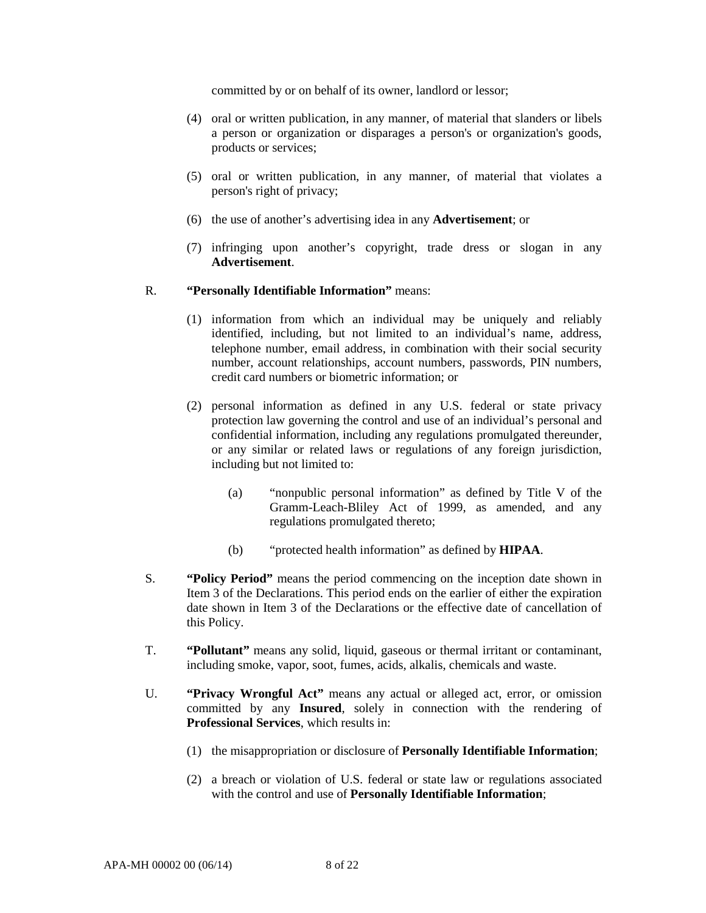committed by or on behalf of its owner, landlord or lessor;

(4) oral or written publication, in any manner, of material that slanders or libels a person or organization or disparages a person's or organization's goods, products or services;

(5) oral or written publication, in any manner, of material that violates a person's right of privacy;

(6) the use of another's advertising idea in any **Advertisement**; or

(7) infringing upon another's copyright, trade dress or slogan in any **Advertisement**.

R. **"Personally Identifiable Information"** means:

(1) information from which an individual may be uniquely and reliably identified, including, but not limited to an individual's name, address, telephone number, email address, in combination with their social security number, account relationships, account numbers, passwords, PIN numbers, credit card numbers or biometric information; or

(2) personal information as defined in any U.S. federal or state privacy protection law governing the control and use of an individual's personal and confidential information, including any regulations promulgated thereunder, or any similar or related laws or regulations of any foreign jurisdiction, including but not limited to:

(a) "nonpublic personal information" as defined by Title V of the Gramm-Leach-Bliley Act of 1999, as amended, and any regulations promulgated thereto;

(b) "protected health information" as defined by **HIPAA**.

S. **"Policy Period"** means the period commencing on the inception date shown in Item 3 of the Declarations. This period ends on the earlier of either the expiration date shown in Item 3 of the Declarations or the effective date of cancellation of this Policy.

T. **"Pollutant"** means any solid, liquid, gaseous or thermal irritant or contaminant, including smoke, vapor, soot, fumes, acids, alkalis, chemicals and waste.

U. **"Privacy Wrongful Act"** means any actual or alleged act, error, or omission committed by any **Insured**, solely in connection with the rendering of **Professional Services**, which results in:

(1) the misappropriation or disclosure of **Personally Identifiable Information**;

(2) a breach or violation of U.S. federal or state law or regulations associated with the control and use of **Personally Identifiable Information**;

APA-MH 00002 00 (06/14)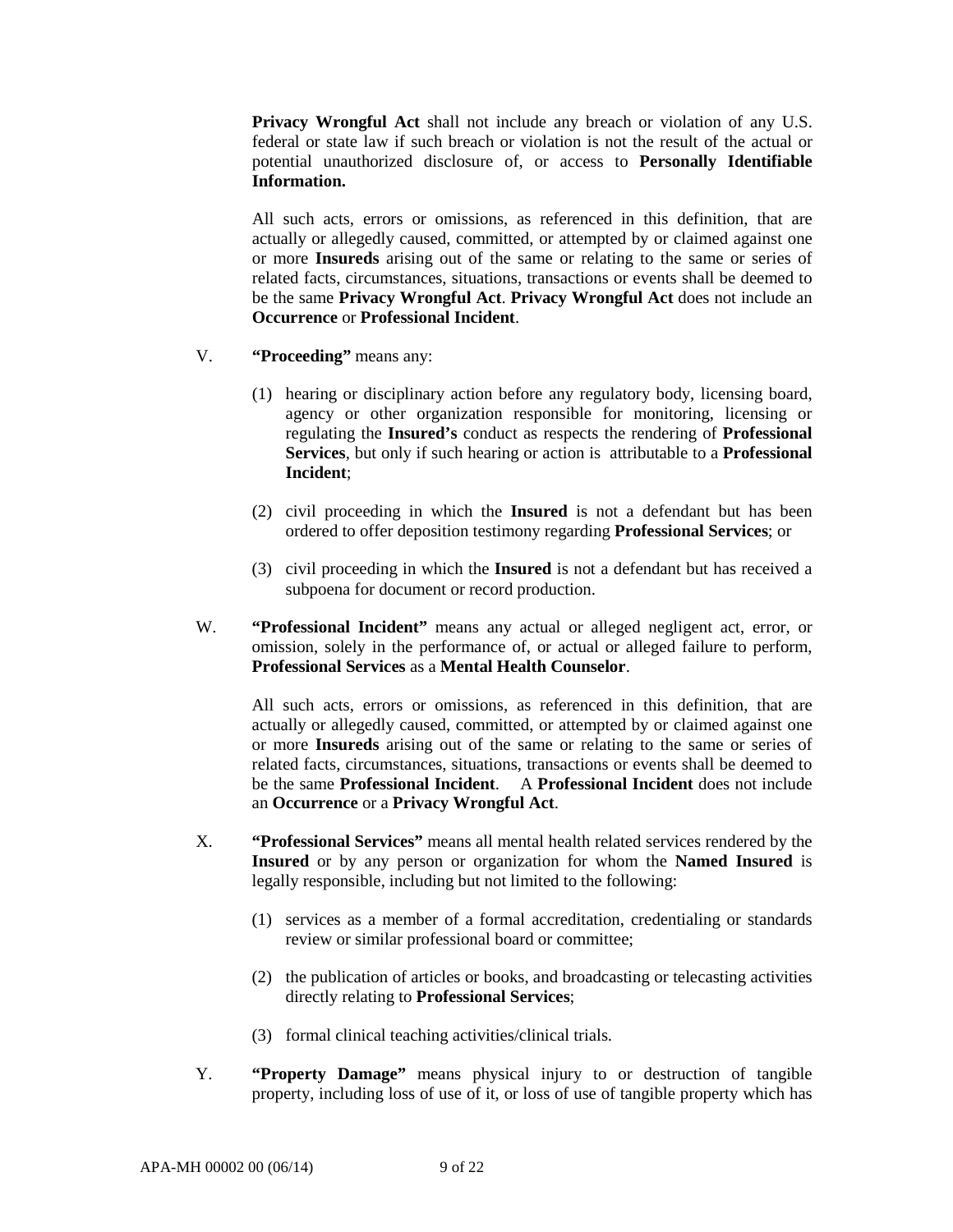**Privacy Wrongful Act** shall not include any breach or violation of any U.S. federal or state law if such breach or violation is not the result of the actual or potential unauthorized disclosure of, or access to **Personally Identifiable Information.**

All such acts, errors or omissions, as referenced in this definition, that are actually or allegedly caused, committed, or attempted by or claimed against one or more **Insureds** arising out of the same or relating to the same or series of related facts, circumstances, situations, transactions or events shall be deemed to be the same **Privacy Wrongful Act**. **Privacy Wrongful Act** does not include an **Occurrence** or **Professional Incident**.

V. **"Proceeding"** means any:

(1) hearing or disciplinary action before any regulatory body, licensing board, agency or other organization responsible for monitoring, licensing or regulating the **Insured's** conduct as respects the rendering of **Professional Services**, but only if such hearing or action is attributable to a **Professional Incident**;

(2) civil proceeding in which the **Insured** is not a defendant but has been ordered to offer deposition testimony regarding **Professional Services**; or

(3) civil proceeding in which the **Insured** is not a defendant but has received a subpoena for document or record production.

W. **"Professional Incident"** means any actual or alleged negligent act, error, or omission, solely in the performance of, or actual or alleged failure to perform, **Professional Services** as a **Mental Health Counselor**.

All such acts, errors or omissions, as referenced in this definition, that are actually or allegedly caused, committed, or attempted by or claimed against one or more **Insureds** arising out of the same or relating to the same or series of related facts, circumstances, situations, transactions or events shall be deemed to be the same **Professional Incident**. A **Professional Incident** does not include an **Occurrence** or a **Privacy Wrongful Act**.

X. **"Professional Services"** means all mental health related services rendered by the **Insured** or by any person or organization for whom the **Named Insured** is legally responsible, including but not limited to the following:

(1) services as a member of a formal accreditation, credentialing or standards review or similar professional board or committee;

(2) the publication of articles or books, and broadcasting or telecasting activities directly relating to **Professional Services**;

(3) formal clinical teaching activities/clinical trials.

Y. **"Property Damage"** means physical injury to or destruction of tangible property, including loss of use of it, or loss of use of tangible property which has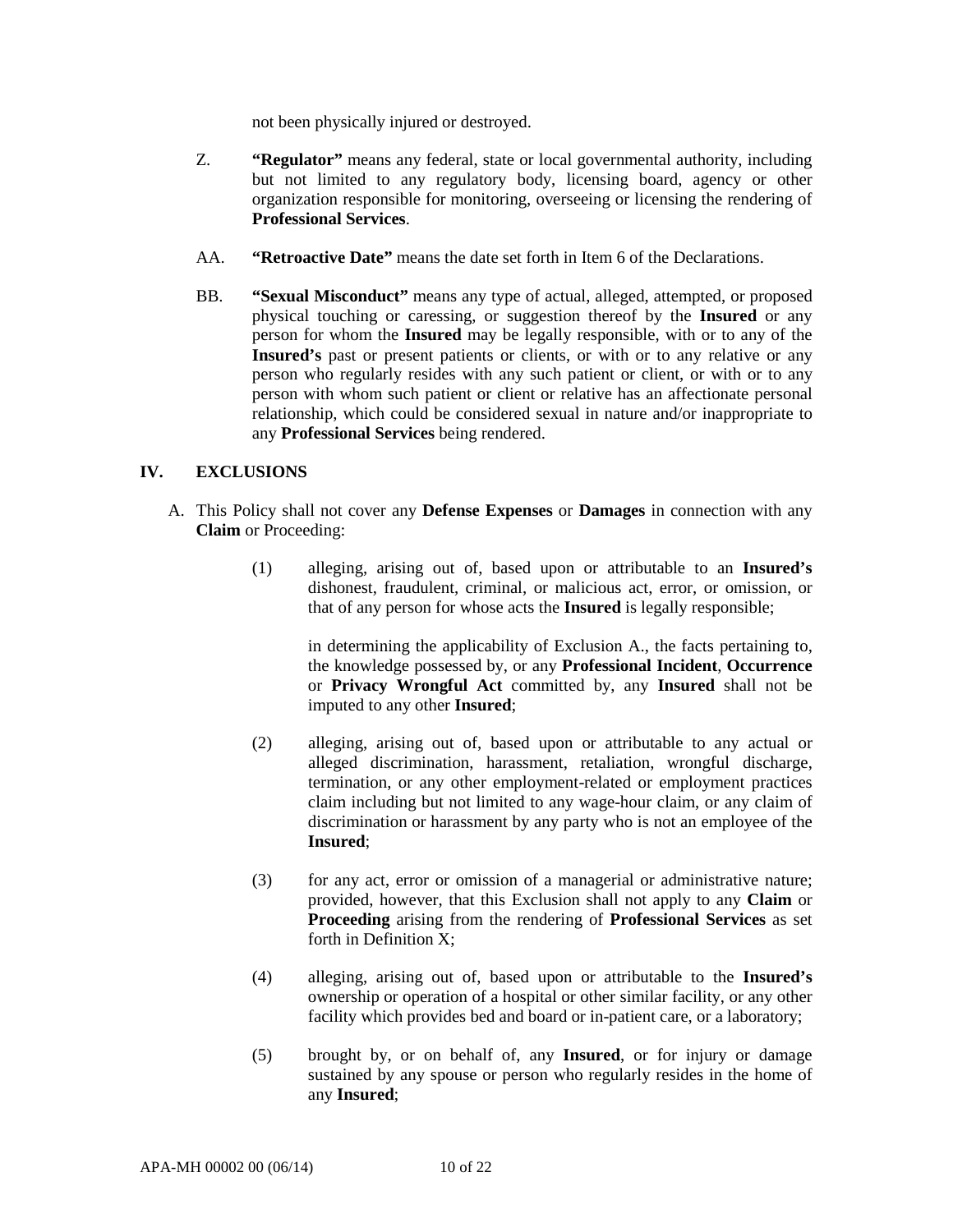not been physically injured or destroyed.

Z. **"Regulator"** means any federal, state or local governmental authority, including but not limited to any regulatory body, licensing board, agency or other organization responsible for monitoring, overseeing or licensing the rendering of **Professional Services**.

AA. **"Retroactive Date"** means the date set forth in Item 6 of the Declarations.

BB. **"Sexual Misconduct"** means any type of actual, alleged, attempted, or proposed physical touching or caressing, or suggestion thereof by the **Insured** or any person for whom the **Insured** may be legally responsible, with or to any of the **Insured's** past or present patients or clients, or with or to any relative or any person who regularly resides with any such patient or client, or with or to any person with whom such patient or client or relative has an affectionate personal relationship, which could be considered sexual in nature and/or inappropriate to any **Professional Services** being rendered.

## IV. EXCLUSIONS

A. This Policy shall not cover any **Defense Expenses** or **Damages** in connection with any **Claim** or Proceeding:

(1) alleging, arising out of, based upon or attributable to an **Insured's** dishonest, fraudulent, criminal, or malicious act, error, or omission, or that of any person for whose acts the **Insured** is legally responsible;

in determining the applicability of Exclusion A., the facts pertaining to, the knowledge possessed by, or any **Professional Incident**, **Occurrence** or **Privacy Wrongful Act** committed by, any **Insured** shall not be imputed to any other **Insured**;

(2) alleging, arising out of, based upon or attributable to any actual or alleged discrimination, harassment, retaliation, wrongful discharge, termination, or any other employment-related or employment practices claim including but not limited to any wage-hour claim, or any claim of discrimination or harassment by any party who is not an employee of the **Insured**;

(3) for any act, error or omission of a managerial or administrative nature; provided, however, that this Exclusion shall not apply to any **Claim** or **Proceeding** arising from the rendering of **Professional Services** as set forth in Definition X;

(4) alleging, arising out of, based upon or attributable to the **Insured's** ownership or operation of a hospital or other similar facility, or any other facility which provides bed and board or in-patient care, or a laboratory;

(5) brought by, or on behalf of, any **Insured**, or for injury or damage sustained by any spouse or person who regularly resides in the home of any **Insured**;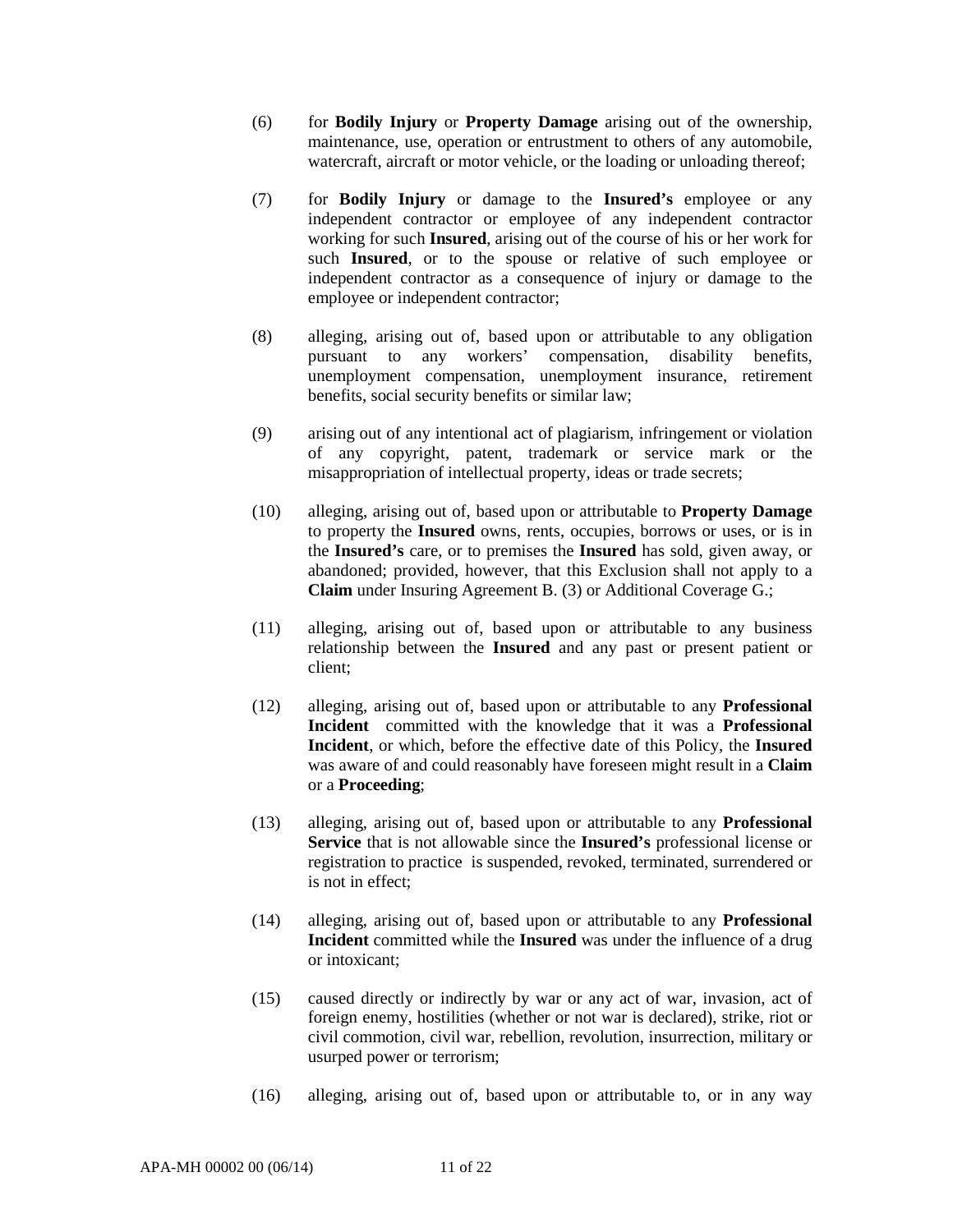(6) for **Bodily Injury** or **Property Damage** arising out of the ownership, maintenance, use, operation or entrustment to others of any automobile, watercraft, aircraft or motor vehicle, or the loading or unloading thereof;

(7) for **Bodily Injury** or damage to the **Insured's** employee or any independent contractor or employee of any independent contractor working for such **Insured**, arising out of the course of his or her work for such **Insured**, or to the spouse or relative of such employee or independent contractor as a consequence of injury or damage to the employee or independent contractor;

(8) alleging, arising out of, based upon or attributable to any obligation pursuant to any workers' compensation, disability benefits, unemployment compensation, unemployment insurance, retirement benefits, social security benefits or similar law;

(9) arising out of any intentional act of plagiarism, infringement or violation of any copyright, patent, trademark or service mark or the misappropriation of intellectual property, ideas or trade secrets;

(10) alleging, arising out of, based upon or attributable to **Property Damage** to property the **Insured** owns, rents, occupies, borrows or uses, or is in the **Insured's** care, or to premises the **Insured** has sold, given away, or abandoned; provided, however, that this Exclusion shall not apply to a **Claim** under Insuring Agreement B. (3) or Additional Coverage G.;

(11) alleging, arising out of, based upon or attributable to any business relationship between the **Insured** and any past or present patient or client;

(12) alleging, arising out of, based upon or attributable to any **Professional Incident** committed with the knowledge that it was a **Professional Incident**, or which, before the effective date of this Policy, the **Insured** was aware of and could reasonably have foreseen might result in a **Claim** or a **Proceeding**;

(13) alleging, arising out of, based upon or attributable to any **Professional Service** that is not allowable since the **Insured's** professional license or registration to practice is suspended, revoked, terminated, surrendered or is not in effect;

(14) alleging, arising out of, based upon or attributable to any **Professional Incident** committed while the **Insured** was under the influence of a drug or intoxicant;

(15) caused directly or indirectly by war or any act of war, invasion, act of foreign enemy, hostilities (whether or not war is declared), strike, riot or civil commotion, civil war, rebellion, revolution, insurrection, military or usurped power or terrorism;

(16) alleging, arising out of, based upon or attributable to, or in any way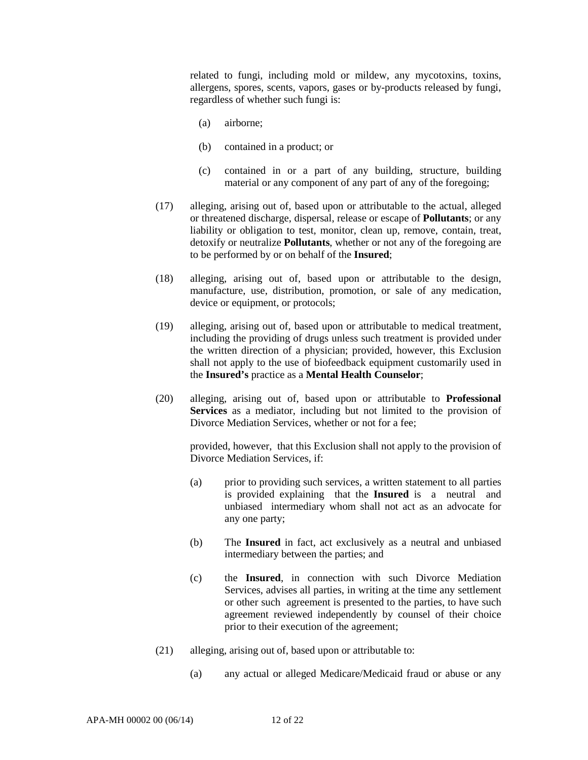related to fungi, including mold or mildew, any mycotoxins, toxins, allergens, spores, scents, vapors, gases or by-products released by fungi, regardless of whether such fungi is:

(a) airborne;

(b) contained in a product; or

(c) contained in or a part of any building, structure, building material or any component of any part of any of the foregoing;

(17) alleging, arising out of, based upon or attributable to the actual, alleged or threatened discharge, dispersal, release or escape of **Pollutants**; or any liability or obligation to test, monitor, clean up, remove, contain, treat, detoxify or neutralize **Pollutants**, whether or not any of the foregoing are to be performed by or on behalf of the **Insured**;

(18) alleging, arising out of, based upon or attributable to the design, manufacture, use, distribution, promotion, or sale of any medication, device or equipment, or protocols;

(19) alleging, arising out of, based upon or attributable to medical treatment, including the providing of drugs unless such treatment is provided under the written direction of a physician; provided, however, this Exclusion shall not apply to the use of biofeedback equipment customarily used in the **Insured's** practice as a **Mental Health Counselor**;

(20) alleging, arising out of, based upon or attributable to **Professional Services** as a mediator, including but not limited to the provision of Divorce Mediation Services, whether or not for a fee;

provided, however, that this Exclusion shall not apply to the provision of Divorce Mediation Services, if:

(a) prior to providing such services, a written statement to all parties is provided explaining that the **Insured** is a neutral and unbiased intermediary whom shall not act as an advocate for any one party;

(b) The **Insured** in fact, act exclusively as a neutral and unbiased intermediary between the parties; and

(c) the **Insured**, in connection with such Divorce Mediation Services, advises all parties, in writing at the time any settlement or other such agreement is presented to the parties, to have such agreement reviewed independently by counsel of their choice prior to their execution of the agreement;

(21) alleging, arising out of, based upon or attributable to:

(a) any actual or alleged Medicare/Medicaid fraud or abuse or any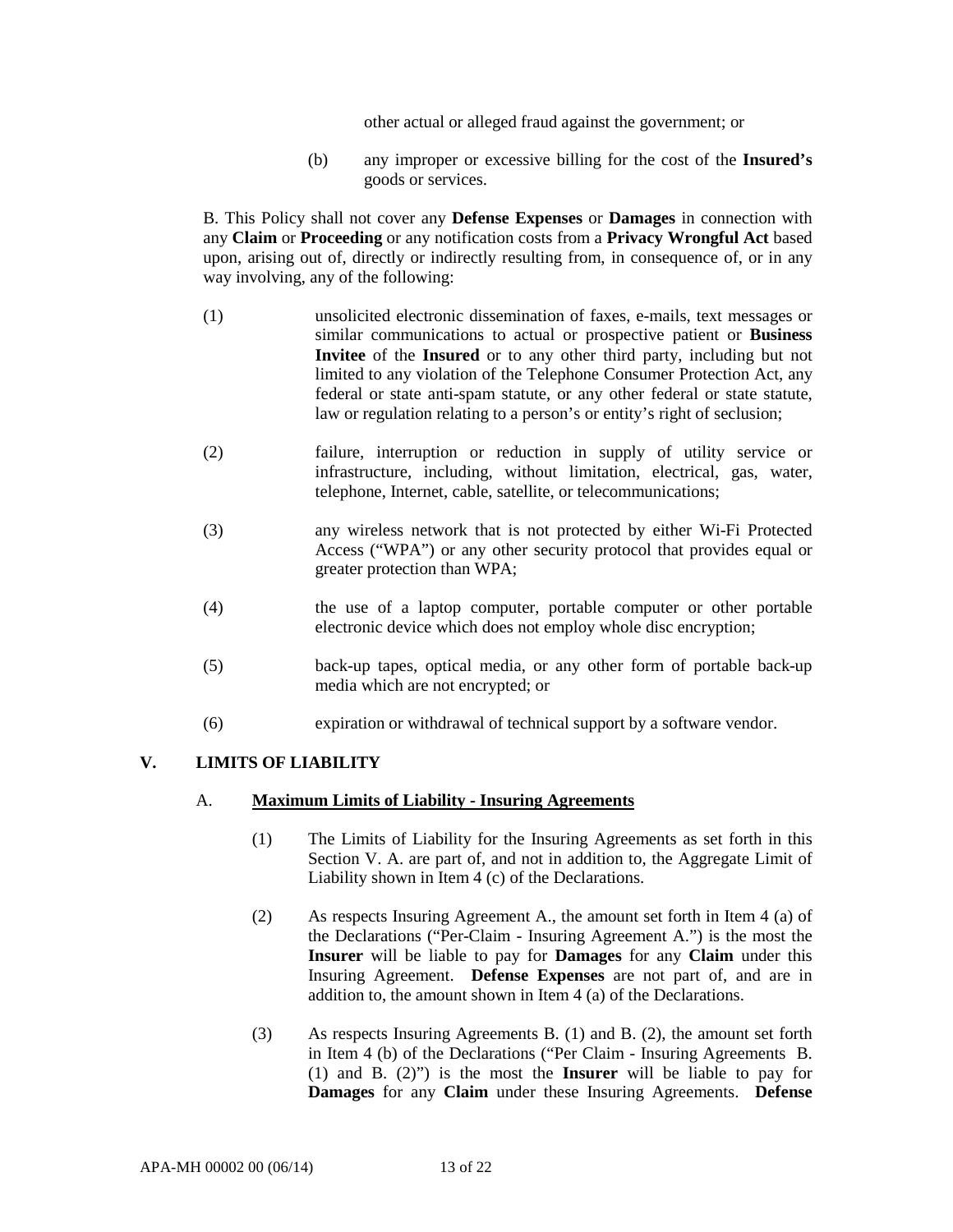other actual or alleged fraud against the government; or

(b) any improper or excessive billing for the cost of the **Insured's** goods or services.

B. This Policy shall not cover any **Defense Expenses** or **Damages** in connection with any **Claim** or **Proceeding** or any notification costs from a **Privacy Wrongful Act** based upon, arising out of, directly or indirectly resulting from, in consequence of, or in any way involving, any of the following:

(1) unsolicited electronic dissemination of faxes, e-mails, text messages or similar communications to actual or prospective patient or **Business Invitee** of the **Insured** or to any other third party, including but not limited to any violation of the Telephone Consumer Protection Act, any federal or state anti-spam statute, or any other federal or state statute, law or regulation relating to a person's or entity's right of seclusion;

(2) failure, interruption or reduction in supply of utility service or infrastructure, including, without limitation, electrical, gas, water, telephone, Internet, cable, satellite, or telecommunications;

(3) any wireless network that is not protected by either Wi-Fi Protected Access ("WPA") or any other security protocol that provides equal or greater protection than WPA;

(4) the use of a laptop computer, portable computer or other portable electronic device which does not employ whole disc encryption;

(5) back-up tapes, optical media, or any other form of portable back-up media which are not encrypted; or

(6) expiration or withdrawal of technical support by a software vendor.

## V. LIMITS OF LIABILITY

### A. Maximum Limits of Liability - Insuring Agreements

(1) The Limits of Liability for the Insuring Agreements as set forth in this Section V. A. are part of, and not in addition to, the Aggregate Limit of Liability shown in Item 4 (c) of the Declarations.

(2) As respects Insuring Agreement A., the amount set forth in Item 4 (a) of the Declarations ("Per-Claim - Insuring Agreement A.") is the most the **Insurer** will be liable to pay for **Damages** for any **Claim** under this Insuring Agreement. **Defense Expenses** are not part of, and are in addition to, the amount shown in Item 4 (a) of the Declarations.

(3) As respects Insuring Agreements B. (1) and B. (2), the amount set forth in Item 4 (b) of the Declarations ("Per Claim - Insuring Agreements B. (1) and B. (2)") is the most the **Insurer** will be liable to pay for **Damages** for any **Claim** under these Insuring Agreements. **Defense**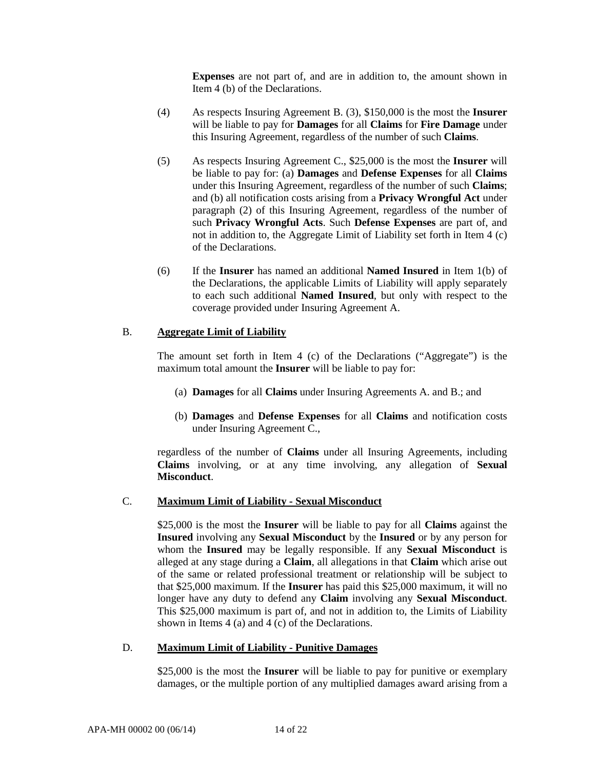**Expenses** are not part of, and are in addition to, the amount shown in Item 4 (b) of the Declarations.

(4) As respects Insuring Agreement B. (3), $150,000 is the most the **Insurer** will be liable to pay for **Damages** for all **Claims** for **Fire Damage** under this Insuring Agreement, regardless of the number of such **Claims**.

(5) As respects Insuring Agreement C., $25,000 is the most the **Insurer** will be liable to pay for: (a) **Damages** and **Defense Expenses** for all **Claims** under this Insuring Agreement, regardless of the number of such **Claims**; and (b) all notification costs arising from a **Privacy Wrongful Act** under paragraph (2) of this Insuring Agreement, regardless of the number of such **Privacy Wrongful Acts**. Such **Defense Expenses** are part of, and not in addition to, the Aggregate Limit of Liability set forth in Item 4 (c) of the Declarations.

(6) If the **Insurer** has named an additional **Named Insured** in Item 1(b) of the Declarations, the applicable Limits of Liability will apply separately to each such additional **Named Insured**, but only with respect to the coverage provided under Insuring Agreement A.

## B. Aggregate Limit of Liability

The amount set forth in Item 4 (c) of the Declarations ("Aggregate") is the maximum total amount the **Insurer** will be liable to pay for:

(a) **Damages** for all **Claims** under Insuring Agreements A. and B.; and

(b) **Damages** and **Defense Expenses** for all **Claims** and notification costs under Insuring Agreement C.,

regardless of the number of **Claims** under all Insuring Agreements, including **Claims** involving, or at any time involving, any allegation of **Sexual Misconduct**.

## C. Maximum Limit of Liability - Sexual Misconduct

$25,000 is the most the **Insurer** will be liable to pay for all **Claims** against the **Insured** involving any **Sexual Misconduct** by the **Insured** or by any person for whom the **Insured** may be legally responsible. If any **Sexual Misconduct** is alleged at any stage during a **Claim**, all allegations in that **Claim** which arise out of the same or related professional treatment or relationship will be subject to that $25,000 maximum. If the **Insurer** has paid this $25,000 maximum, it will no longer have any duty to defend any **Claim** involving any **Sexual Misconduct**. This $25,000 maximum is part of, and not in addition to, the Limits of Liability shown in Items 4 (a) and 4 (c) of the Declarations.

## D. Maximum Limit of Liability - Punitive Damages

$25,000 is the most the **Insurer** will be liable to pay for punitive or exemplary damages, or the multiple portion of any multiplied damages award arising from a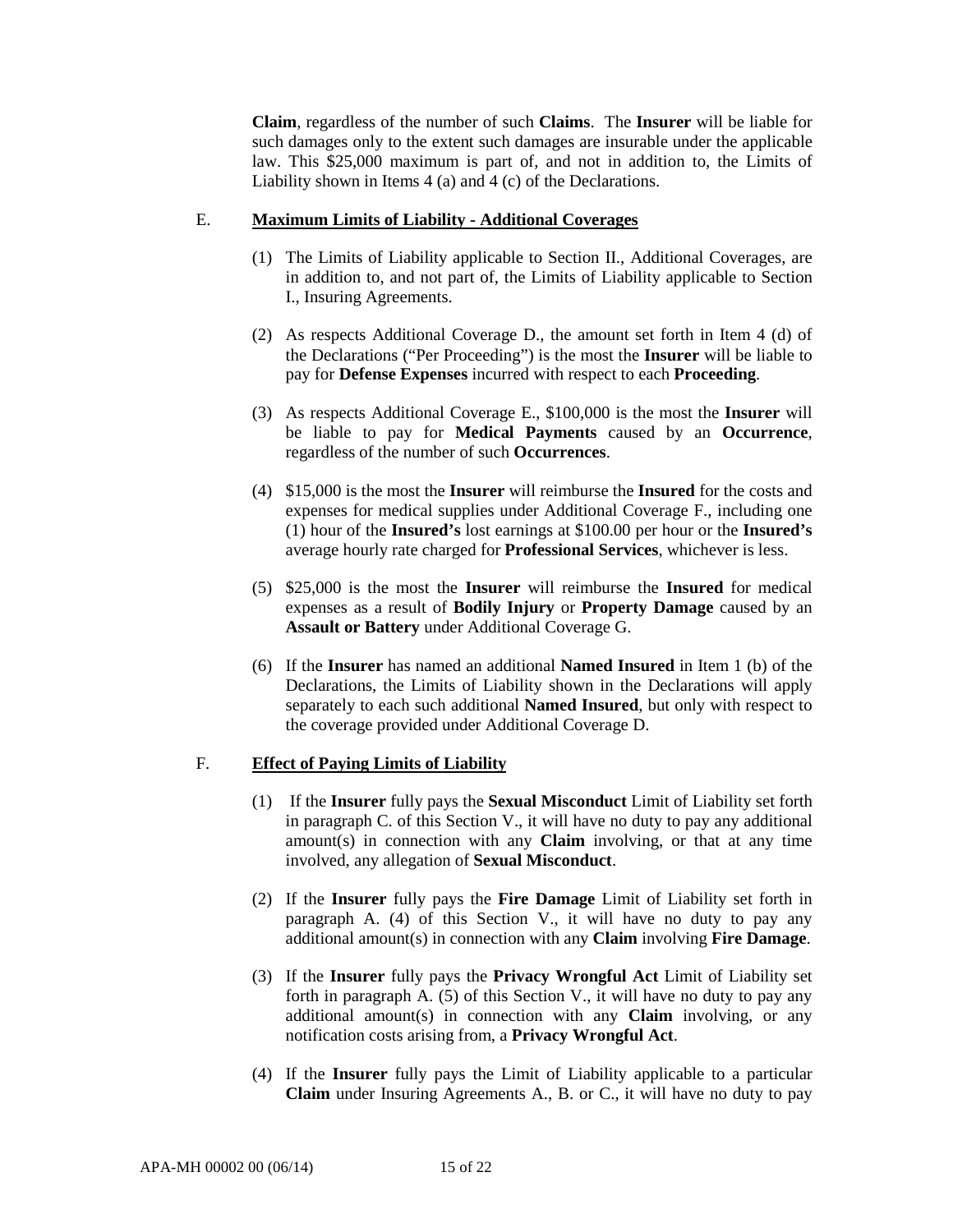**Claim**, regardless of the number of such **Claims**. The **Insurer** will be liable for such damages only to the extent such damages are insurable under the applicable law. This $25,000 maximum is part of, and not in addition to, the Limits of Liability shown in Items 4 (a) and 4 (c) of the Declarations.

E. **Maximum Limits of Liability - Additional Coverages**

(1) The Limits of Liability applicable to Section II., Additional Coverages, are in addition to, and not part of, the Limits of Liability applicable to Section I., Insuring Agreements.

(2) As respects Additional Coverage D., the amount set forth in Item 4 (d) of the Declarations ("Per Proceeding") is the most the **Insurer** will be liable to pay for **Defense Expenses** incurred with respect to each **Proceeding**.

(3) As respects Additional Coverage E., $100,000 is the most the **Insurer** will be liable to pay for **Medical Payments** caused by an **Occurrence**, regardless of the number of such **Occurrences**.

(4) $15,000 is the most the **Insurer** will reimburse the **Insured** for the costs and expenses for medical supplies under Additional Coverage F., including one (1) hour of the **Insured's** lost earnings at $100.00 per hour or the **Insured's** average hourly rate charged for **Professional Services**, whichever is less.

(5) $25,000 is the most the **Insurer** will reimburse the **Insured** for medical expenses as a result of **Bodily Injury** or **Property Damage** caused by an **Assault or Battery** under Additional Coverage G.

(6) If the **Insurer** has named an additional **Named Insured** in Item 1 (b) of the Declarations, the Limits of Liability shown in the Declarations will apply separately to each such additional **Named Insured**, but only with respect to the coverage provided under Additional Coverage D.

F. **Effect of Paying Limits of Liability**

(1) If the **Insurer** fully pays the **Sexual Misconduct** Limit of Liability set forth in paragraph C. of this Section V., it will have no duty to pay any additional amount(s) in connection with any **Claim** involving, or that at any time involved, any allegation of **Sexual Misconduct**.

(2) If the **Insurer** fully pays the **Fire Damage** Limit of Liability set forth in paragraph A. (4) of this Section V., it will have no duty to pay any additional amount(s) in connection with any **Claim** involving **Fire Damage**.

(3) If the **Insurer** fully pays the **Privacy Wrongful Act** Limit of Liability set forth in paragraph A. (5) of this Section V., it will have no duty to pay any additional amount(s) in connection with any **Claim** involving, or any notification costs arising from, a **Privacy Wrongful Act**.

(4) If the **Insurer** fully pays the Limit of Liability applicable to a particular **Claim** under Insuring Agreements A., B. or C., it will have no duty to pay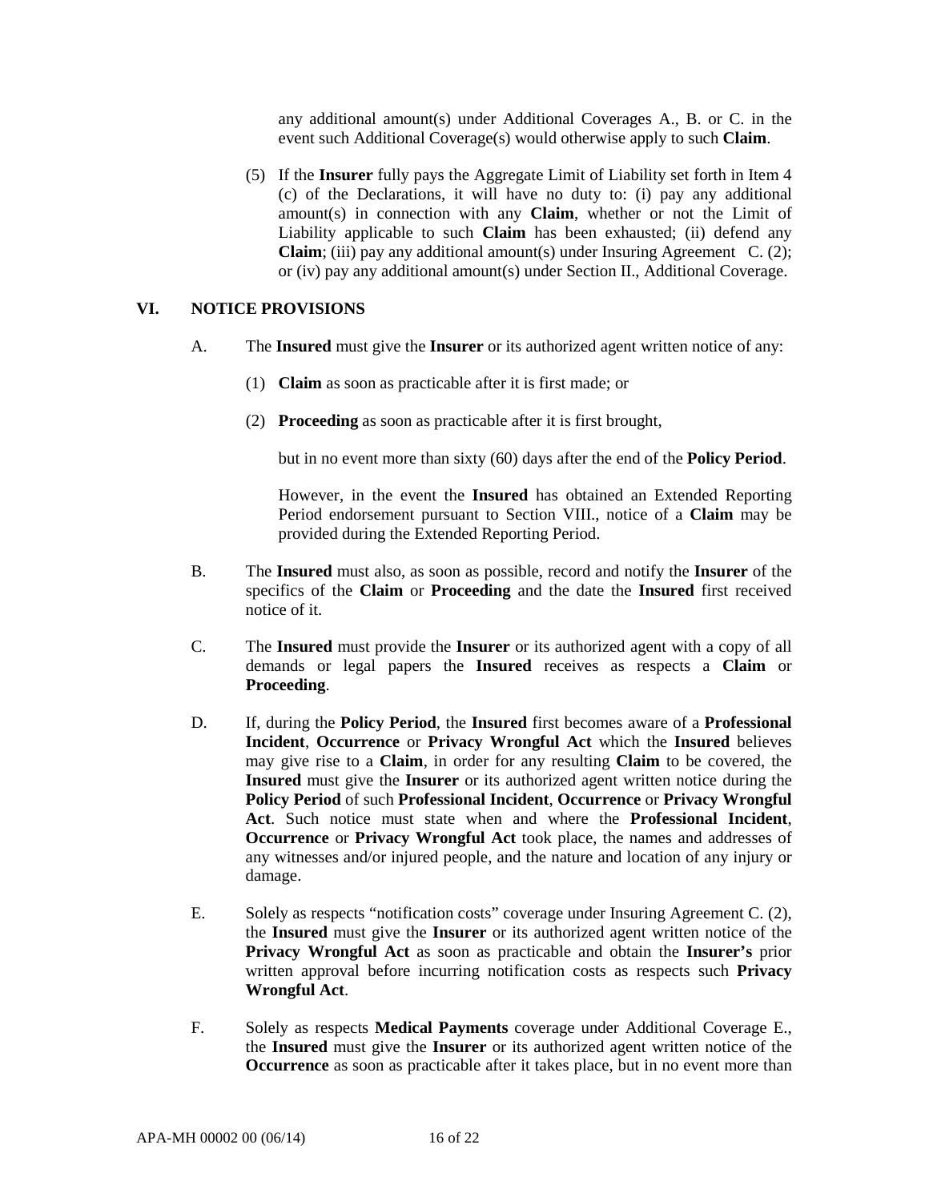any additional amount(s) under Additional Coverages A., B. or C. in the event such Additional Coverage(s) would otherwise apply to such **Claim**.

(5) If the **Insurer** fully pays the Aggregate Limit of Liability set forth in Item 4 (c) of the Declarations, it will have no duty to: (i) pay any additional amount(s) in connection with any **Claim**, whether or not the Limit of Liability applicable to such **Claim** has been exhausted; (ii) defend any **Claim**; (iii) pay any additional amount(s) under Insuring Agreement C. (2); or (iv) pay any additional amount(s) under Section II., Additional Coverage.

## VI. NOTICE PROVISIONS

A. The **Insured** must give the **Insurer** or its authorized agent written notice of any:

(1) **Claim** as soon as practicable after it is first made; or

(2) **Proceeding** as soon as practicable after it is first brought,

but in no event more than sixty (60) days after the end of the **Policy Period**.

However, in the event the **Insured** has obtained an Extended Reporting Period endorsement pursuant to Section VIII., notice of a **Claim** may be provided during the Extended Reporting Period.

B. The **Insured** must also, as soon as possible, record and notify the **Insurer** of the specifics of the **Claim** or **Proceeding** and the date the **Insured** first received notice of it.

C. The **Insured** must provide the **Insurer** or its authorized agent with a copy of all demands or legal papers the **Insured** receives as respects a **Claim** or **Proceeding**.

D. If, during the **Policy Period**, the **Insured** first becomes aware of a **Professional Incident**, **Occurrence** or **Privacy Wrongful Act** which the **Insured** believes may give rise to a **Claim**, in order for any resulting **Claim** to be covered, the **Insured** must give the **Insurer** or its authorized agent written notice during the **Policy Period** of such **Professional Incident**, **Occurrence** or **Privacy Wrongful Act**. Such notice must state when and where the **Professional Incident**, **Occurrence** or **Privacy Wrongful Act** took place, the names and addresses of any witnesses and/or injured people, and the nature and location of any injury or damage.

E. Solely as respects "notification costs" coverage under Insuring Agreement C. (2), the **Insured** must give the **Insurer** or its authorized agent written notice of the **Privacy Wrongful Act** as soon as practicable and obtain the **Insurer's** prior written approval before incurring notification costs as respects such **Privacy Wrongful Act**.

F. Solely as respects **Medical Payments** coverage under Additional Coverage E., the **Insured** must give the **Insurer** or its authorized agent written notice of the **Occurrence** as soon as practicable after it takes place, but in no event more than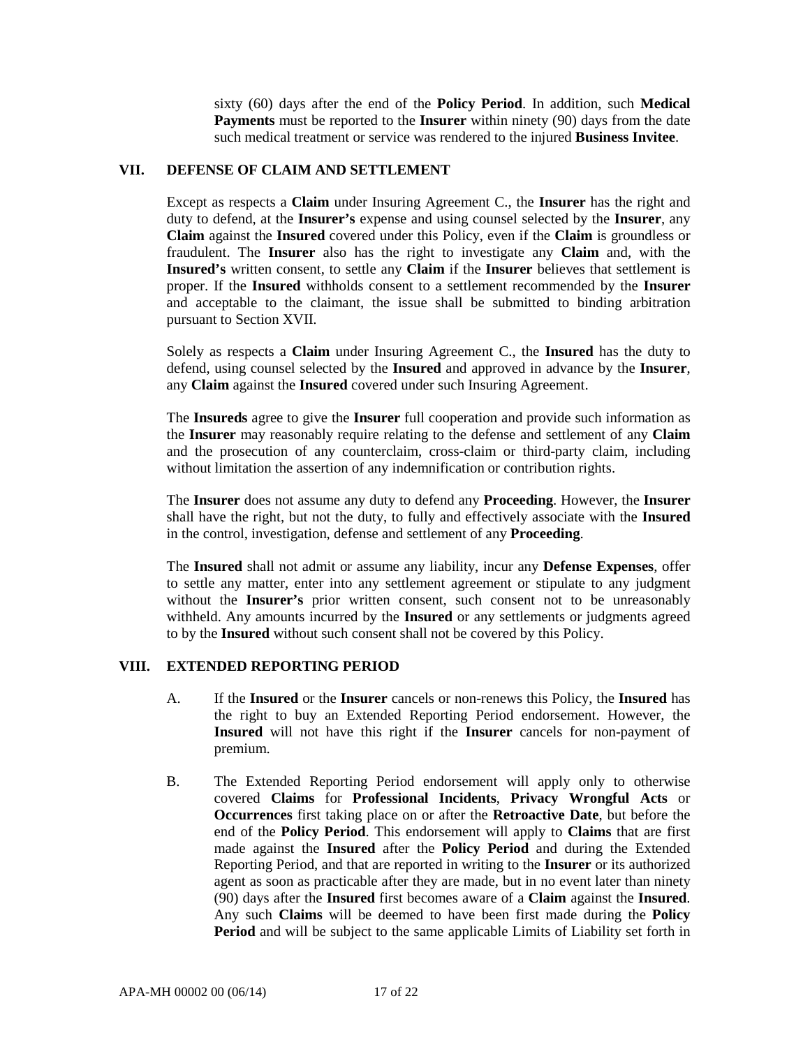sixty (60) days after the end of the **Policy Period**. In addition, such **Medical Payments** must be reported to the **Insurer** within ninety (90) days from the date such medical treatment or service was rendered to the injured **Business Invitee**.

## VII. DEFENSE OF CLAIM AND SETTLEMENT

Except as respects a **Claim** under Insuring Agreement C., the **Insurer** has the right and duty to defend, at the **Insurer's** expense and using counsel selected by the **Insurer**, any **Claim** against the **Insured** covered under this Policy, even if the **Claim** is groundless or fraudulent. The **Insurer** also has the right to investigate any **Claim** and, with the **Insured's** written consent, to settle any **Claim** if the **Insurer** believes that settlement is proper. If the **Insured** withholds consent to a settlement recommended by the **Insurer** and acceptable to the claimant, the issue shall be submitted to binding arbitration pursuant to Section XVII.

Solely as respects a **Claim** under Insuring Agreement C., the **Insured** has the duty to defend, using counsel selected by the **Insured** and approved in advance by the **Insurer**, any **Claim** against the **Insured** covered under such Insuring Agreement.

The **Insureds** agree to give the **Insurer** full cooperation and provide such information as the **Insurer** may reasonably require relating to the defense and settlement of any **Claim** and the prosecution of any counterclaim, cross-claim or third-party claim, including without limitation the assertion of any indemnification or contribution rights.

The **Insurer** does not assume any duty to defend any **Proceeding**. However, the **Insurer** shall have the right, but not the duty, to fully and effectively associate with the **Insured** in the control, investigation, defense and settlement of any **Proceeding**.

The **Insured** shall not admit or assume any liability, incur any **Defense Expenses**, offer to settle any matter, enter into any settlement agreement or stipulate to any judgment without the **Insurer's** prior written consent, such consent not to be unreasonably withheld. Any amounts incurred by the **Insured** or any settlements or judgments agreed to by the **Insured** without such consent shall not be covered by this Policy.

## VIII. EXTENDED REPORTING PERIOD

A. If the **Insured** or the **Insurer** cancels or non-renews this Policy, the **Insured** has the right to buy an Extended Reporting Period endorsement. However, the **Insured** will not have this right if the **Insurer** cancels for non-payment of premium.

B. The Extended Reporting Period endorsement will apply only to otherwise covered **Claims** for **Professional Incidents**, **Privacy Wrongful Acts** or **Occurrences** first taking place on or after the **Retroactive Date**, but before the end of the **Policy Period**. This endorsement will apply to **Claims** that are first made against the **Insured** after the **Policy Period** and during the Extended Reporting Period, and that are reported in writing to the **Insurer** or its authorized agent as soon as practicable after they are made, but in no event later than ninety (90) days after the **Insured** first becomes aware of a **Claim** against the **Insured**. Any such **Claims** will be deemed to have been first made during the **Policy Period** and will be subject to the same applicable Limits of Liability set forth in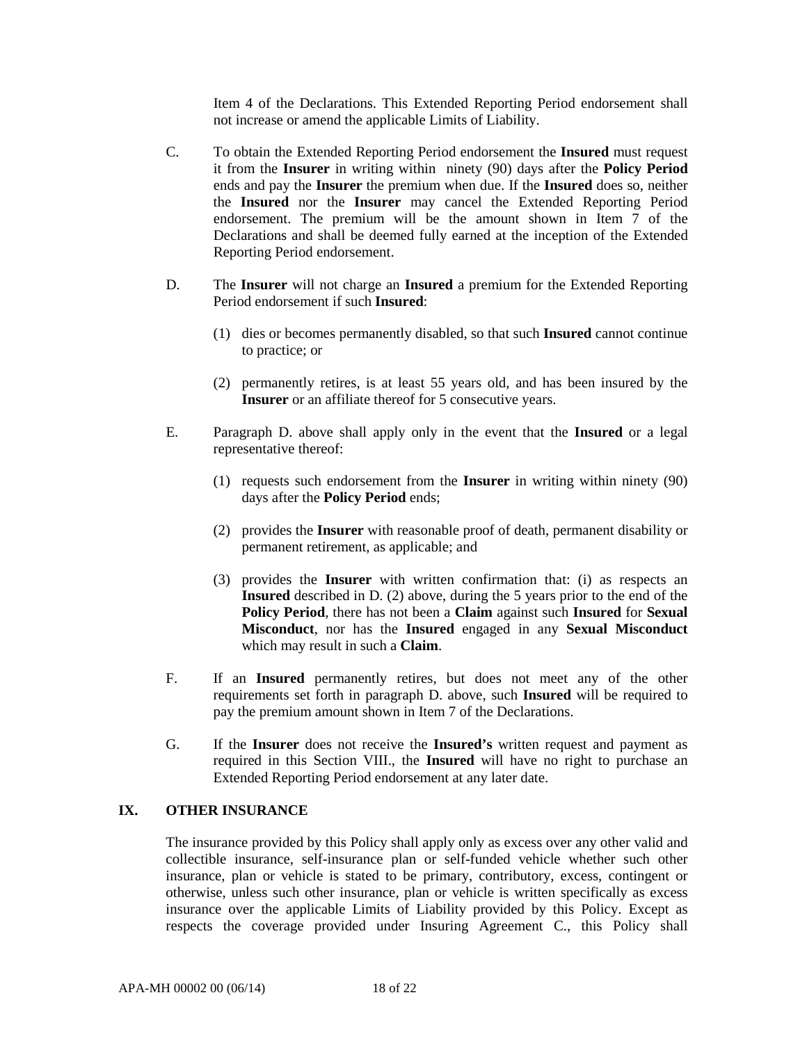Item 4 of the Declarations. This Extended Reporting Period endorsement shall not increase or amend the applicable Limits of Liability.

C. To obtain the Extended Reporting Period endorsement the **Insured** must request it from the **Insurer** in writing within ninety (90) days after the **Policy Period** ends and pay the **Insurer** the premium when due. If the **Insured** does so, neither the **Insured** nor the **Insurer** may cancel the Extended Reporting Period endorsement. The premium will be the amount shown in Item 7 of the Declarations and shall be deemed fully earned at the inception of the Extended Reporting Period endorsement.

D. The **Insurer** will not charge an **Insured** a premium for the Extended Reporting Period endorsement if such **Insured**:

(1) dies or becomes permanently disabled, so that such **Insured** cannot continue to practice; or

(2) permanently retires, is at least 55 years old, and has been insured by the **Insurer** or an affiliate thereof for 5 consecutive years.

E. Paragraph D. above shall apply only in the event that the **Insured** or a legal representative thereof:

(1) requests such endorsement from the **Insurer** in writing within ninety (90) days after the **Policy Period** ends;

(2) provides the **Insurer** with reasonable proof of death, permanent disability or permanent retirement, as applicable; and

(3) provides the **Insurer** with written confirmation that: (i) as respects an **Insured** described in D. (2) above, during the 5 years prior to the end of the **Policy Period**, there has not been a **Claim** against such **Insured** for **Sexual Misconduct**, nor has the **Insured** engaged in any **Sexual Misconduct** which may result in such a **Claim**.

F. If an **Insured** permanently retires, but does not meet any of the other requirements set forth in paragraph D. above, such **Insured** will be required to pay the premium amount shown in Item 7 of the Declarations.

G. If the **Insurer** does not receive the **Insured's** written request and payment as required in this Section VIII., the **Insured** will have no right to purchase an Extended Reporting Period endorsement at any later date.

## IX. OTHER INSURANCE

The insurance provided by this Policy shall apply only as excess over any other valid and collectible insurance, self-insurance plan or self-funded vehicle whether such other insurance, plan or vehicle is stated to be primary, contributory, excess, contingent or otherwise, unless such other insurance, plan or vehicle is written specifically as excess insurance over the applicable Limits of Liability provided by this Policy. Except as respects the coverage provided under Insuring Agreement C., this Policy shall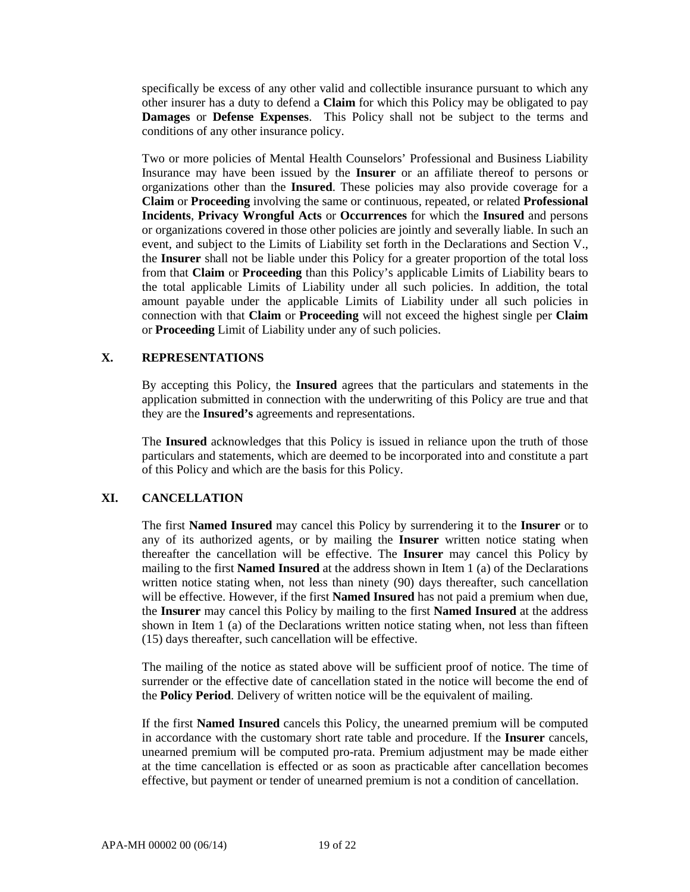specifically be excess of any other valid and collectible insurance pursuant to which any other insurer has a duty to defend a **Claim** for which this Policy may be obligated to pay **Damages** or **Defense Expenses**. This Policy shall not be subject to the terms and conditions of any other insurance policy.

Two or more policies of Mental Health Counselors' Professional and Business Liability Insurance may have been issued by the **Insurer** or an affiliate thereof to persons or organizations other than the **Insured**. These policies may also provide coverage for a **Claim** or **Proceeding** involving the same or continuous, repeated, or related **Professional Incidents**, **Privacy Wrongful Acts** or **Occurrences** for which the **Insured** and persons or organizations covered in those other policies are jointly and severally liable. In such an event, and subject to the Limits of Liability set forth in the Declarations and Section V., the **Insurer** shall not be liable under this Policy for a greater proportion of the total loss from that **Claim** or **Proceeding** than this Policy's applicable Limits of Liability bears to the total applicable Limits of Liability under all such policies. In addition, the total amount payable under the applicable Limits of Liability under all such policies in connection with that **Claim** or **Proceeding** will not exceed the highest single per **Claim** or **Proceeding** Limit of Liability under any of such policies.

## X. REPRESENTATIONS

By accepting this Policy, the **Insured** agrees that the particulars and statements in the application submitted in connection with the underwriting of this Policy are true and that they are the **Insured's** agreements and representations.

The **Insured** acknowledges that this Policy is issued in reliance upon the truth of those particulars and statements, which are deemed to be incorporated into and constitute a part of this Policy and which are the basis for this Policy.

## XI. CANCELLATION

The first **Named Insured** may cancel this Policy by surrendering it to the **Insurer** or to any of its authorized agents, or by mailing the **Insurer** written notice stating when thereafter the cancellation will be effective. The **Insurer** may cancel this Policy by mailing to the first **Named Insured** at the address shown in Item 1 (a) of the Declarations written notice stating when, not less than ninety (90) days thereafter, such cancellation will be effective. However, if the first **Named Insured** has not paid a premium when due, the **Insurer** may cancel this Policy by mailing to the first **Named Insured** at the address shown in Item 1 (a) of the Declarations written notice stating when, not less than fifteen (15) days thereafter, such cancellation will be effective.

The mailing of the notice as stated above will be sufficient proof of notice. The time of surrender or the effective date of cancellation stated in the notice will become the end of the **Policy Period**. Delivery of written notice will be the equivalent of mailing.

If the first **Named Insured** cancels this Policy, the unearned premium will be computed in accordance with the customary short rate table and procedure. If the **Insurer** cancels, unearned premium will be computed pro-rata. Premium adjustment may be made either at the time cancellation is effected or as soon as practicable after cancellation becomes effective, but payment or tender of unearned premium is not a condition of cancellation.

APA-MH 00002 00 (06/14)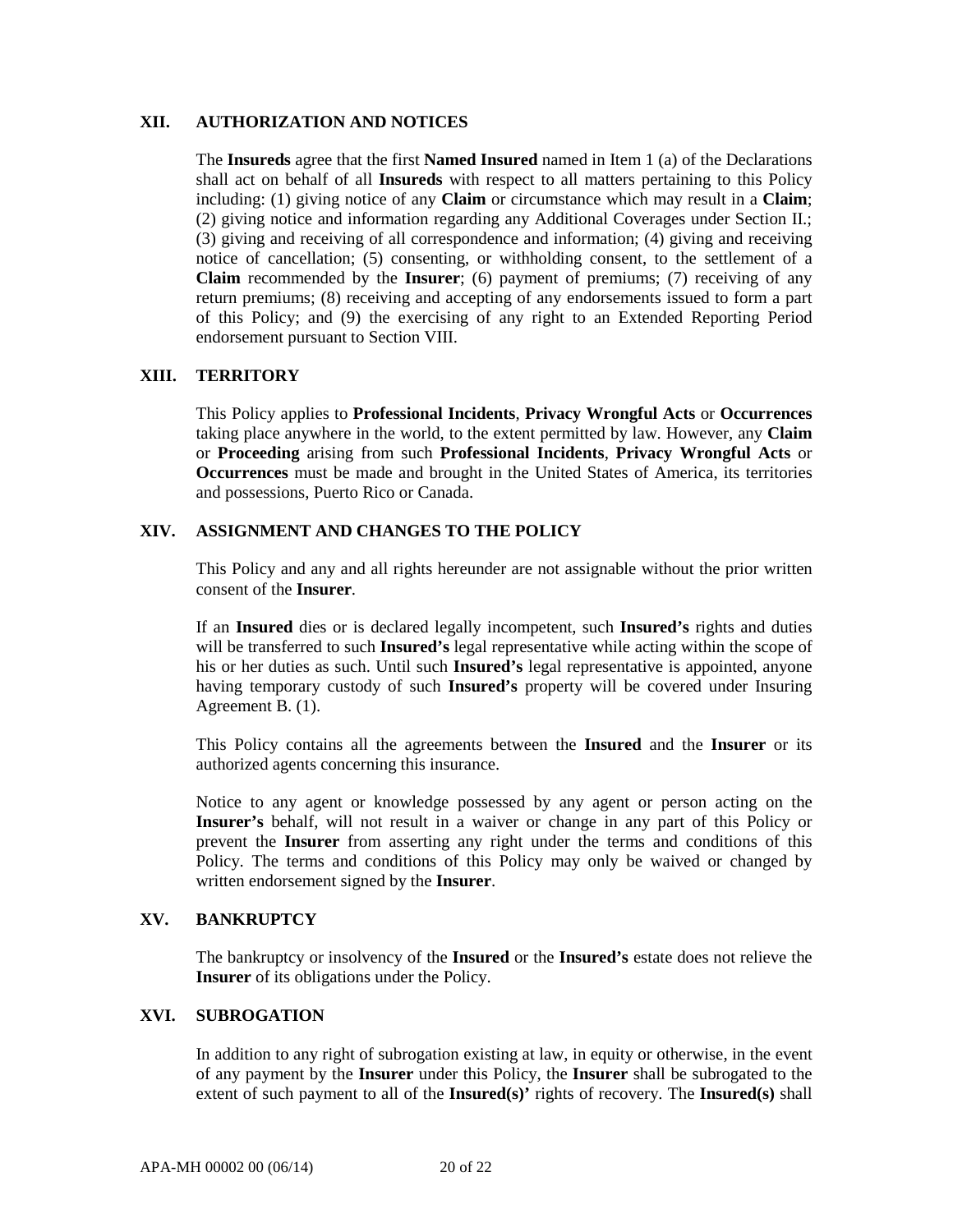## XII. AUTHORIZATION AND NOTICES

The **Insureds** agree that the first **Named Insured** named in Item 1 (a) of the Declarations shall act on behalf of all **Insureds** with respect to all matters pertaining to this Policy including: (1) giving notice of any **Claim** or circumstance which may result in a **Claim**; (2) giving notice and information regarding any Additional Coverages under Section II.; (3) giving and receiving of all correspondence and information; (4) giving and receiving notice of cancellation; (5) consenting, or withholding consent, to the settlement of a **Claim** recommended by the **Insurer**; (6) payment of premiums; (7) receiving of any return premiums; (8) receiving and accepting of any endorsements issued to form a part of this Policy; and (9) the exercising of any right to an Extended Reporting Period endorsement pursuant to Section VIII.

## XIII. TERRITORY

This Policy applies to **Professional Incidents**, **Privacy Wrongful Acts** or **Occurrences** taking place anywhere in the world, to the extent permitted by law. However, any **Claim** or **Proceeding** arising from such **Professional Incidents**, **Privacy Wrongful Acts** or **Occurrences** must be made and brought in the United States of America, its territories and possessions, Puerto Rico or Canada.

## XIV. ASSIGNMENT AND CHANGES TO THE POLICY

This Policy and any and all rights hereunder are not assignable without the prior written consent of the **Insurer**.

If an **Insured** dies or is declared legally incompetent, such **Insured's** rights and duties will be transferred to such **Insured's** legal representative while acting within the scope of his or her duties as such. Until such **Insured's** legal representative is appointed, anyone having temporary custody of such **Insured's** property will be covered under Insuring Agreement B. (1).

This Policy contains all the agreements between the **Insured** and the **Insurer** or its authorized agents concerning this insurance.

Notice to any agent or knowledge possessed by any agent or person acting on the **Insurer's** behalf, will not result in a waiver or change in any part of this Policy or prevent the **Insurer** from asserting any right under the terms and conditions of this Policy. The terms and conditions of this Policy may only be waived or changed by written endorsement signed by the **Insurer**.

## XV. BANKRUPTCY

The bankruptcy or insolvency of the **Insured** or the **Insured's** estate does not relieve the **Insurer** of its obligations under the Policy.

## XVI. SUBROGATION

In addition to any right of subrogation existing at law, in equity or otherwise, in the event of any payment by the **Insurer** under this Policy, the **Insurer** shall be subrogated to the extent of such payment to all of the **Insured(s)'** rights of recovery. The **Insured(s)** shall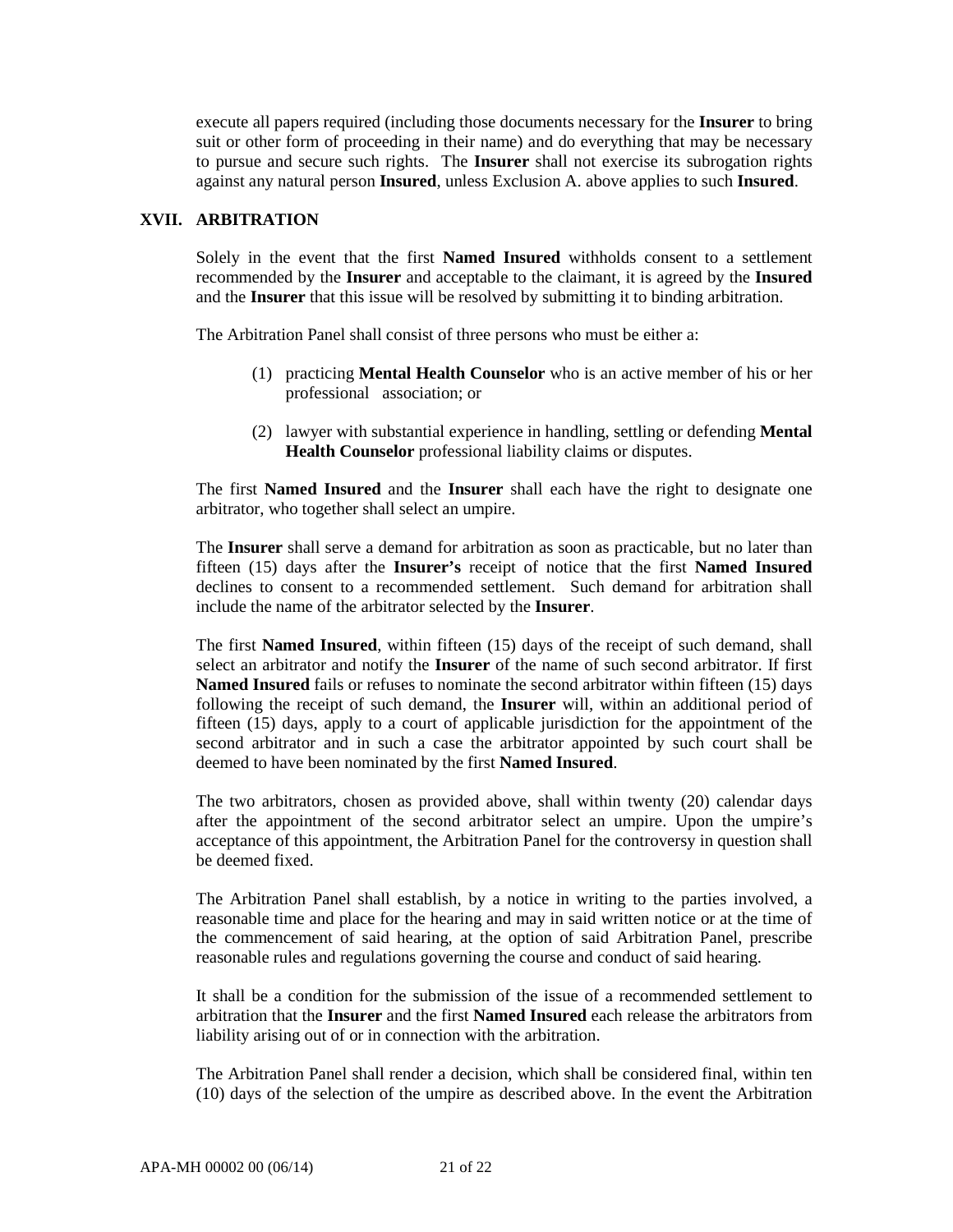execute all papers required (including those documents necessary for the **Insurer** to bring suit or other form of proceeding in their name) and do everything that may be necessary to pursue and secure such rights. The **Insurer** shall not exercise its subrogation rights against any natural person **Insured**, unless Exclusion A. above applies to such **Insured**.

## XVII. ARBITRATION

Solely in the event that the first **Named Insured** withholds consent to a settlement recommended by the **Insurer** and acceptable to the claimant, it is agreed by the **Insured** and the **Insurer** that this issue will be resolved by submitting it to binding arbitration.

The Arbitration Panel shall consist of three persons who must be either a:

(1) practicing **Mental Health Counselor** who is an active member of his or her professional association; or

(2) lawyer with substantial experience in handling, settling or defending **Mental Health Counselor** professional liability claims or disputes.

The first **Named Insured** and the **Insurer** shall each have the right to designate one arbitrator, who together shall select an umpire.

The **Insurer** shall serve a demand for arbitration as soon as practicable, but no later than fifteen (15) days after the **Insurer's** receipt of notice that the first **Named Insured** declines to consent to a recommended settlement. Such demand for arbitration shall include the name of the arbitrator selected by the **Insurer**.

The first **Named Insured**, within fifteen (15) days of the receipt of such demand, shall select an arbitrator and notify the **Insurer** of the name of such second arbitrator. If first **Named Insured** fails or refuses to nominate the second arbitrator within fifteen (15) days following the receipt of such demand, the **Insurer** will, within an additional period of fifteen (15) days, apply to a court of applicable jurisdiction for the appointment of the second arbitrator and in such a case the arbitrator appointed by such court shall be deemed to have been nominated by the first **Named Insured**.

The two arbitrators, chosen as provided above, shall within twenty (20) calendar days after the appointment of the second arbitrator select an umpire. Upon the umpire's acceptance of this appointment, the Arbitration Panel for the controversy in question shall be deemed fixed.

The Arbitration Panel shall establish, by a notice in writing to the parties involved, a reasonable time and place for the hearing and may in said written notice or at the time of the commencement of said hearing, at the option of said Arbitration Panel, prescribe reasonable rules and regulations governing the course and conduct of said hearing.

It shall be a condition for the submission of the issue of a recommended settlement to arbitration that the **Insurer** and the first **Named Insured** each release the arbitrators from liability arising out of or in connection with the arbitration.

The Arbitration Panel shall render a decision, which shall be considered final, within ten (10) days of the selection of the umpire as described above. In the event the Arbitration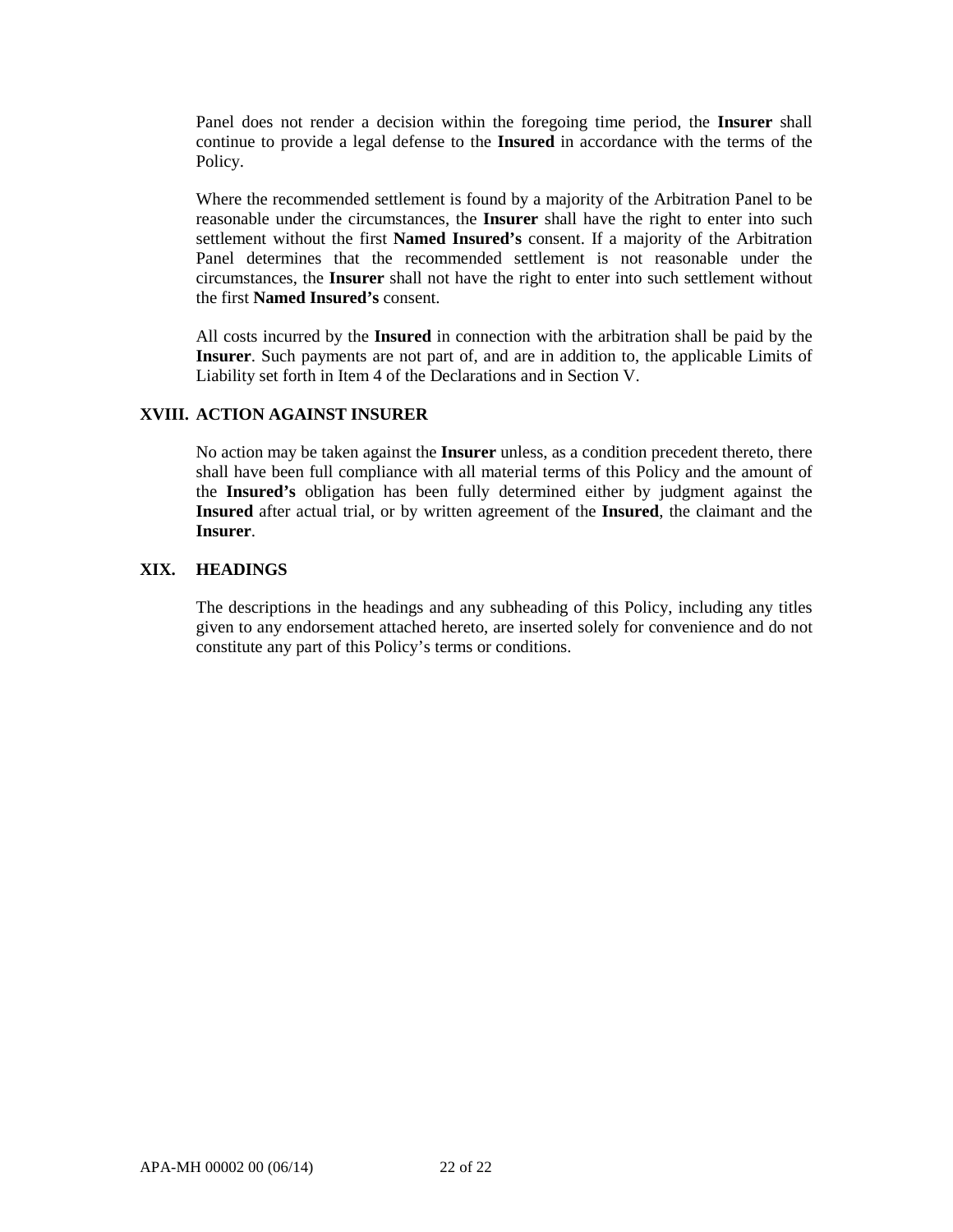Panel does not render a decision within the foregoing time period, the **Insurer** shall continue to provide a legal defense to the **Insured** in accordance with the terms of the Policy.

Where the recommended settlement is found by a majority of the Arbitration Panel to be reasonable under the circumstances, the **Insurer** shall have the right to enter into such settlement without the first **Named Insured's** consent. If a majority of the Arbitration Panel determines that the recommended settlement is not reasonable under the circumstances, the **Insurer** shall not have the right to enter into such settlement without the first **Named Insured's** consent.

All costs incurred by the **Insured** in connection with the arbitration shall be paid by the **Insurer**. Such payments are not part of, and are in addition to, the applicable Limits of Liability set forth in Item 4 of the Declarations and in Section V.

## XVIII. ACTION AGAINST INSURER

No action may be taken against the **Insurer** unless, as a condition precedent thereto, there shall have been full compliance with all material terms of this Policy and the amount of the **Insured's** obligation has been fully determined either by judgment against the **Insured** after actual trial, or by written agreement of the **Insured**, the claimant and the **Insurer**.

## XIX. HEADINGS

The descriptions in the headings and any subheading of this Policy, including any titles given to any endorsement attached hereto, are inserted solely for convenience and do not constitute any part of this Policy's terms or conditions.